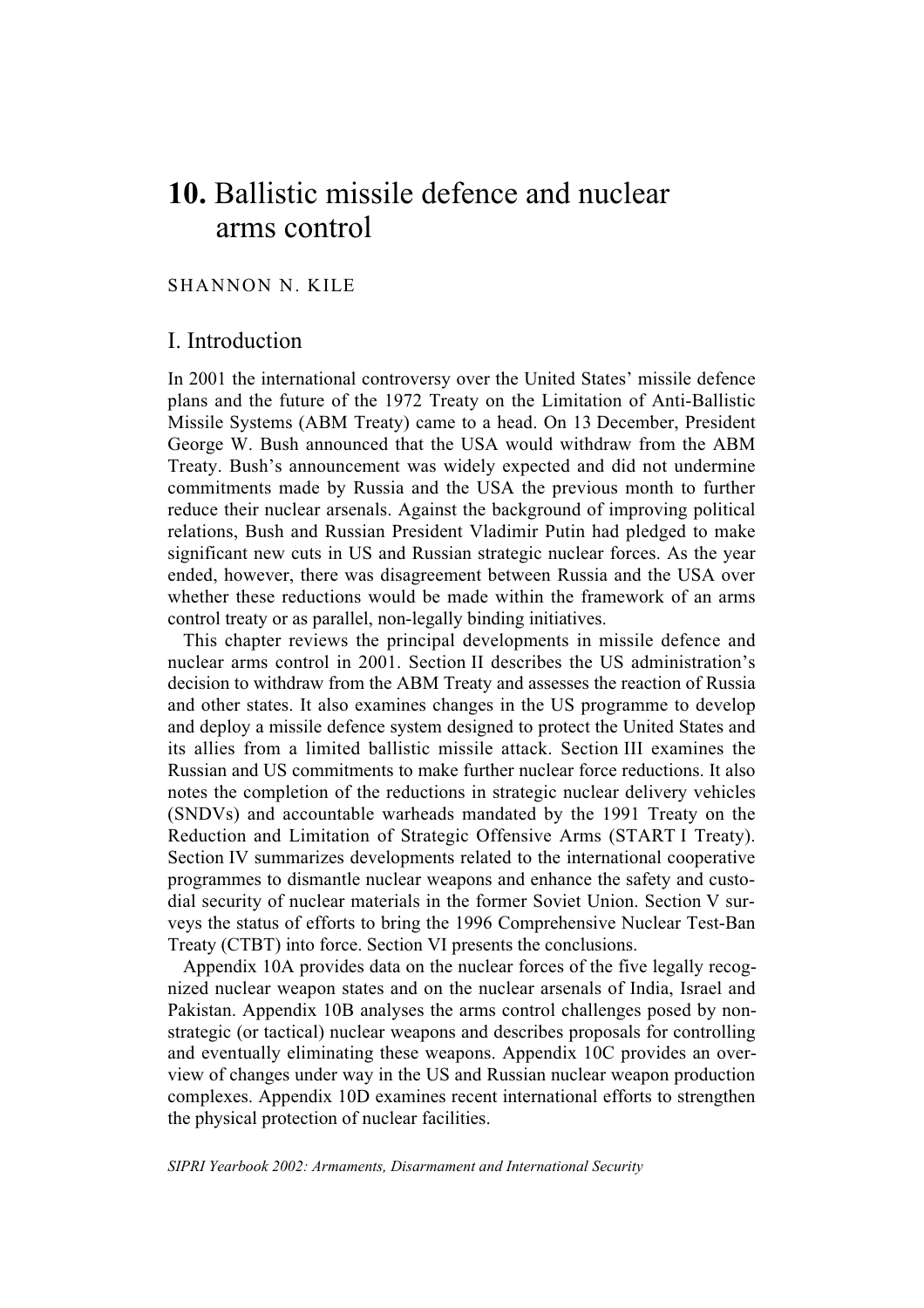# 10. Ballistic missile defence and nuclear arms control

SHANNON N. KILE

## I. Introduction

In 2001 the international controversy over the United States' missile defence plans and the future of the 1972 Treaty on the Limitation of Anti-Ballistic Missile Systems (ABM Treaty) came to a head. On 13 December, President George W. Bush announced that the USA would withdraw from the ABM Treaty. Bush's announcement was widely expected and did not undermine commitments made by Russia and the USA the previous month to further reduce their nuclear arsenals. Against the background of improving political relations, Bush and Russian President Vladimir Putin had pledged to make significant new cuts in US and Russian strategic nuclear forces. As the year ended, however, there was disagreement between Russia and the USA over whether these reductions would be made within the framework of an arms control treaty or as parallel, non-legally binding initiatives.

This chapter reviews the principal developments in missile defence and nuclear arms control in 2001. Section II describes the US administration's decision to withdraw from the ABM Treaty and assesses the reaction of Russia and other states. It also examines changes in the US programme to develop and deploy a missile defence system designed to protect the United States and its allies from a limited ballistic missile attack. Section III examines the Russian and US commitments to make further nuclear force reductions. It also notes the completion of the reductions in strategic nuclear delivery vehicles (SNDVs) and accountable warheads mandated by the 1991 Treaty on the Reduction and Limitation of Strategic Offensive Arms (START I Treaty). Section IV summarizes developments related to the international cooperative programmes to dismantle nuclear weapons and enhance the safety and custodial security of nuclear materials in the former Soviet Union. Section V surveys the status of efforts to bring the 1996 Comprehensive Nuclear Test-Ban Treaty (CTBT) into force. Section VI presents the conclusions.

Appendix 10A provides data on the nuclear forces of the five legally recognized nuclear weapon states and on the nuclear arsenals of India, Israel and Pakistan. Appendix 10B analyses the arms control challenges posed by non-strategic (or tactical) nuclear weapons and describes proposals for controlling and eventually eliminating these weapons. Appendix 10C provides an overview of changes under way in the US and Russian nuclear weapon production complexes. Appendix 10D examines recent international efforts to strengthen the physical protection of nuclear facilities.

*SIPRI Yearbook 2002: Armaments, Disarmament and International Security*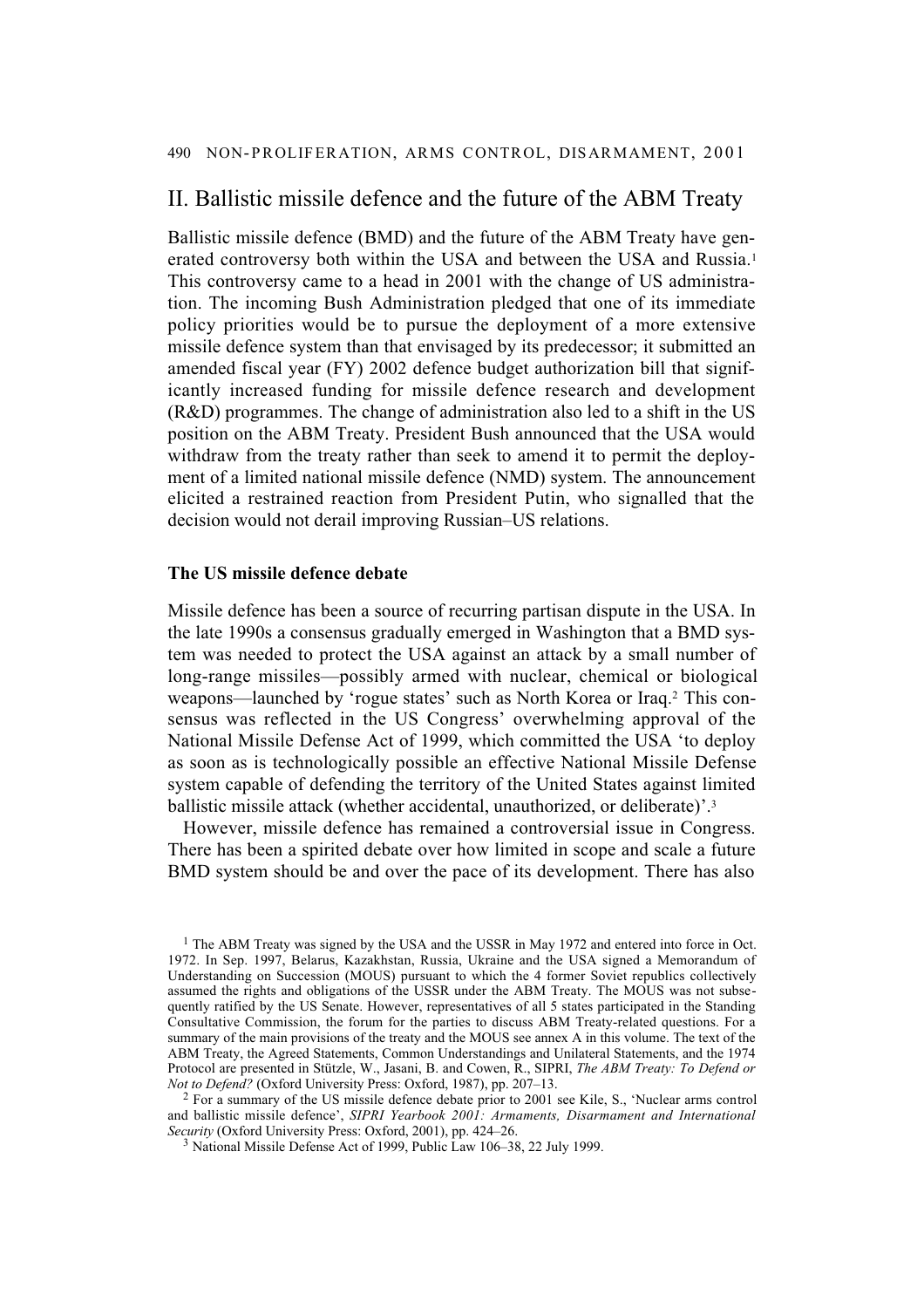## II. Ballistic missile defence and the future of the ABM Treaty

Ballistic missile defence (BMD) and the future of the ABM Treaty have generated controversy both within the USA and between the USA and Russia.[1] This controversy came to a head in 2001 with the change of US administration. The incoming Bush Administration pledged that one of its immediate policy priorities would be to pursue the deployment of a more extensive missile defence system than that envisaged by its predecessor; it submitted an amended fiscal year (FY) 2002 defence budget authorization bill that significantly increased funding for missile defence research and development (R&D) programmes. The change of administration also led to a shift in the US position on the ABM Treaty. President Bush announced that the USA would withdraw from the treaty rather than seek to amend it to permit the deployment of a limited national missile defence (NMD) system. The announcement elicited a restrained reaction from President Putin, who signalled that the decision would not derail improving Russian–US relations.

### The US missile defence debate

Missile defence has been a source of recurring partisan dispute in the USA. In the late 1990s a consensus gradually emerged in Washington that a BMD system was needed to protect the USA against an attack by a small number of long-range missiles—possibly armed with nuclear, chemical or biological weapons—launched by 'rogue states' such as North Korea or Iraq.[2] This consensus was reflected in the US Congress' overwhelming approval of the National Missile Defense Act of 1999, which committed the USA 'to deploy as soon as is technologically possible an effective National Missile Defense system capable of defending the territory of the United States against limited ballistic missile attack (whether accidental, unauthorized, or deliberate)'.[3]

However, missile defence has remained a controversial issue in Congress. There has been a spirited debate over how limited in scope and scale a future BMD system should be and over the pace of its development. There has also

---

[1] The ABM Treaty was signed by the USA and the USSR in May 1972 and entered into force in Oct. 1972. In Sep. 1997, Belarus, Kazakhstan, Russia, Ukraine and the USA signed a Memorandum of Understanding on Succession (MOUS) pursuant to which the 4 former Soviet republics collectively assumed the rights and obligations of the USSR under the ABM Treaty. The MOUS was not subsequently ratified by the US Senate. However, representatives of all 5 states participated in the Standing Consultative Commission, the forum for the parties to discuss ABM Treaty-related questions. For a summary of the main provisions of the treaty and the MOUS see annex A in this volume. The text of the ABM Treaty, the Agreed Statements, Common Understandings and Unilateral Statements, and the 1974 Protocol are presented in Stützle, W., Jasani, B. and Cowen, R., SIPRI, *The ABM Treaty: To Defend or Not to Defend?* (Oxford University Press: Oxford, 1987), pp. 207–13.

[2] For a summary of the US missile defence debate prior to 2001 see Kile, S., 'Nuclear arms control and ballistic missile defence', *SIPRI Yearbook 2001: Armaments, Disarmament and International Security* (Oxford University Press: Oxford, 2001), pp. 424–26.

[3] National Missile Defense Act of 1999, Public Law 106–38, 22 July 1999.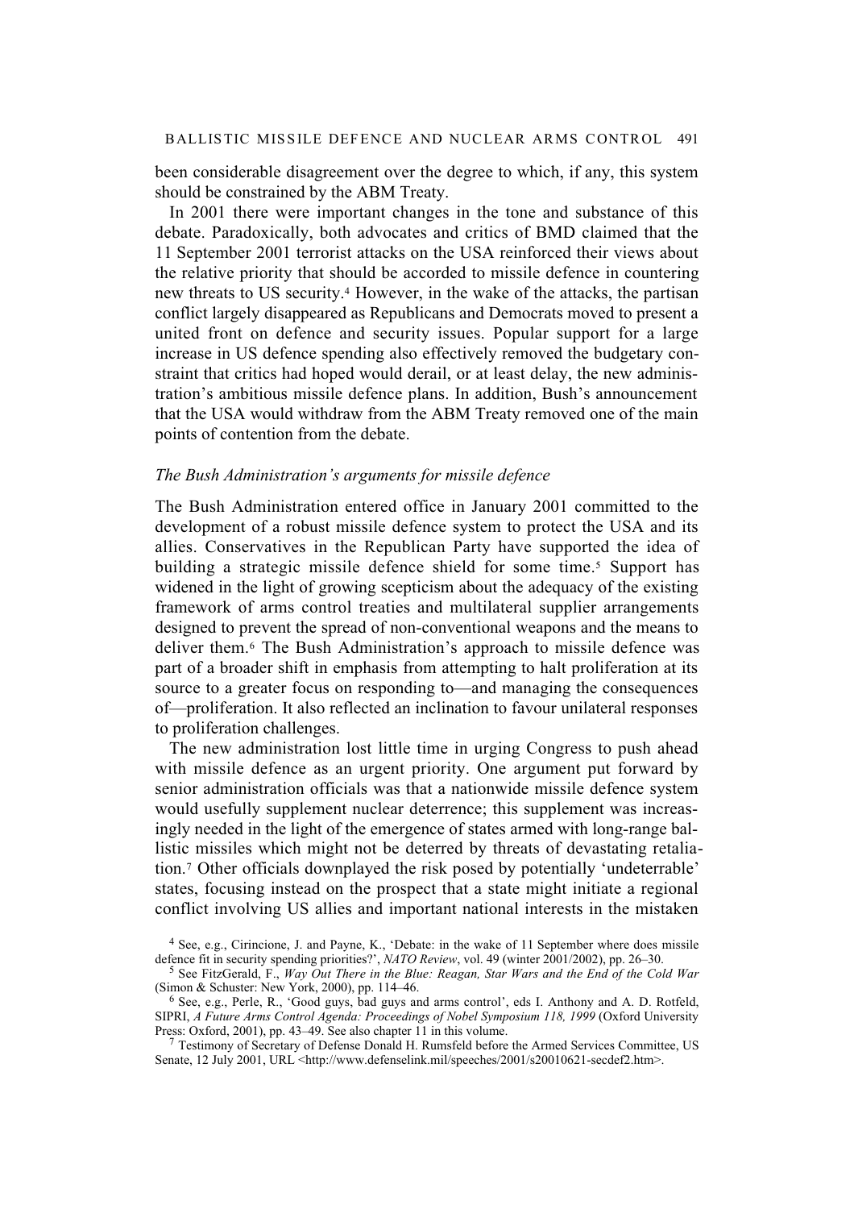been considerable disagreement over the degree to which, if any, this system should be constrained by the ABM Treaty.

In 2001 there were important changes in the tone and substance of this debate. Paradoxically, both advocates and critics of BMD claimed that the 11 September 2001 terrorist attacks on the USA reinforced their views about the relative priority that should be accorded to missile defence in countering new threats to US security.[4] However, in the wake of the attacks, the partisan conflict largely disappeared as Republicans and Democrats moved to present a united front on defence and security issues. Popular support for a large increase in US defence spending also effectively removed the budgetary constraint that critics had hoped would derail, or at least delay, the new administration's ambitious missile defence plans. In addition, Bush's announcement that the USA would withdraw from the ABM Treaty removed one of the main points of contention from the debate.

*The Bush Administration's arguments for missile defence*

The Bush Administration entered office in January 2001 committed to the development of a robust missile defence system to protect the USA and its allies. Conservatives in the Republican Party have supported the idea of building a strategic missile defence shield for some time.[5] Support has widened in the light of growing scepticism about the adequacy of the existing framework of arms control treaties and multilateral supplier arrangements designed to prevent the spread of non-conventional weapons and the means to deliver them.[6] The Bush Administration's approach to missile defence was part of a broader shift in emphasis from attempting to halt proliferation at its source to a greater focus on responding to—and managing the consequences of—proliferation. It also reflected an inclination to favour unilateral responses to proliferation challenges.

The new administration lost little time in urging Congress to push ahead with missile defence as an urgent priority. One argument put forward by senior administration officials was that a nationwide missile defence system would usefully supplement nuclear deterrence; this supplement was increasingly needed in the light of the emergence of states armed with long-range ballistic missiles which might not be deterred by threats of devastating retaliation.[7] Other officials downplayed the risk posed by potentially 'undeterrable' states, focusing instead on the prospect that a state might initiate a regional conflict involving US allies and important national interests in the mistaken

[4] See, e.g., Cirincione, J. and Payne, K., 'Debate: in the wake of 11 September where does missile defence fit in security spending priorities?', *NATO Review*, vol. 49 (winter 2001/2002), pp. 26–30.

[5] See FitzGerald, F., *Way Out There in the Blue: Reagan, Star Wars and the End of the Cold War* (Simon & Schuster: New York, 2000), pp. 114–46.

[6] See, e.g., Perle, R., 'Good guys, bad guys and arms control', eds I. Anthony and A. D. Rotfeld, SIPRI, *A Future Arms Control Agenda: Proceedings of Nobel Symposium 118, 1999* (Oxford University Press: Oxford, 2001), pp. 43–49. See also chapter 11 in this volume.

[7] Testimony of Secretary of Defense Donald H. Rumsfeld before the Armed Services Committee, US Senate, 12 July 2001, URL <http://www.defenselink.mil/speeches/2001/s20010621-secdef2.htm>.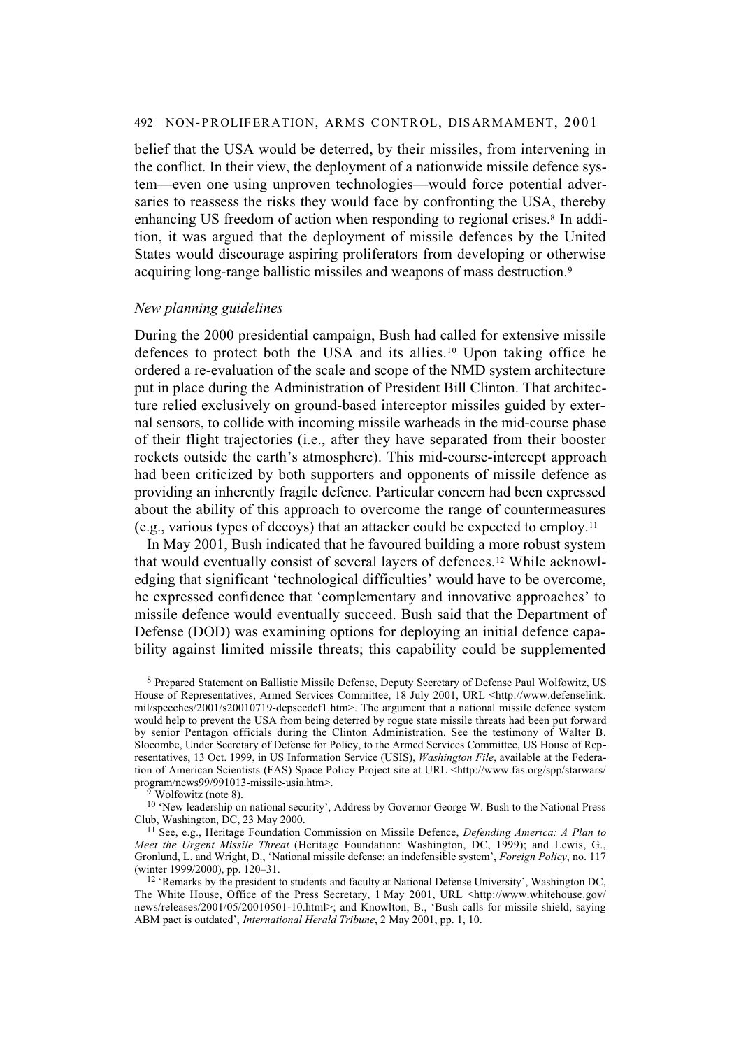belief that the USA would be deterred, by their missiles, from intervening in the conflict. In their view, the deployment of a nationwide missile defence system—even one using unproven technologies—would force potential adversaries to reassess the risks they would face by confronting the USA, thereby enhancing US freedom of action when responding to regional crises.[8] In addition, it was argued that the deployment of missile defences by the United States would discourage aspiring proliferators from developing or otherwise acquiring long-range ballistic missiles and weapons of mass destruction.[9]

*New planning guidelines*

During the 2000 presidential campaign, Bush had called for extensive missile defences to protect both the USA and its allies.[10] Upon taking office he ordered a re-evaluation of the scale and scope of the NMD system architecture put in place during the Administration of President Bill Clinton. That architecture relied exclusively on ground-based interceptor missiles guided by external sensors, to collide with incoming missile warheads in the mid-course phase of their flight trajectories (i.e., after they have separated from their booster rockets outside the earth's atmosphere). This mid-course-intercept approach had been criticized by both supporters and opponents of missile defence as providing an inherently fragile defence. Particular concern had been expressed about the ability of this approach to overcome the range of countermeasures (e.g., various types of decoys) that an attacker could be expected to employ.[11]

In May 2001, Bush indicated that he favoured building a more robust system that would eventually consist of several layers of defences.[12] While acknowledging that significant 'technological difficulties' would have to be overcome, he expressed confidence that 'complementary and innovative approaches' to missile defence would eventually succeed. Bush said that the Department of Defense (DOD) was examining options for deploying an initial defence capability against limited missile threats; this capability could be supplemented

[8] Prepared Statement on Ballistic Missile Defense, Deputy Secretary of Defense Paul Wolfowitz, US House of Representatives, Armed Services Committee, 18 July 2001, URL <http://www.defenselink.mil/speeches/2001/s20010719-depsecdef1.htm>. The argument that a national missile defence system would help to prevent the USA from being deterred by rogue state missile threats had been put forward by senior Pentagon officials during the Clinton Administration. See the testimony of Walter B. Slocombe, Under Secretary of Defense for Policy, to the Armed Services Committee, US House of Representatives, 13 Oct. 1999, in US Information Service (USIS), *Washington File*, available at the Federation of American Scientists (FAS) Space Policy Project site at URL <http://www.fas.org/spp/starwars/program/news99/991013-missile-usia.htm>.

[9] Wolfowitz (note 8).

[10] 'New leadership on national security', Address by Governor George W. Bush to the National Press Club, Washington, DC, 23 May 2000.

[11] See, e.g., Heritage Foundation Commission on Missile Defence, *Defending America: A Plan to Meet the Urgent Missile Threat* (Heritage Foundation: Washington, DC, 1999); and Lewis, G., Gronlund, L. and Wright, D., 'National missile defense: an indefensible system', *Foreign Policy*, no. 117 (winter 1999/2000), pp. 120–31.

[12] 'Remarks by the president to students and faculty at National Defense University', Washington DC, The White House, Office of the Press Secretary, 1 May 2001, URL <http://www.whitehouse.gov/news/releases/2001/05/20010501-10.html>; and Knowlton, B., 'Bush calls for missile shield, saying ABM pact is outdated', *International Herald Tribune*, 2 May 2001, pp. 1, 10.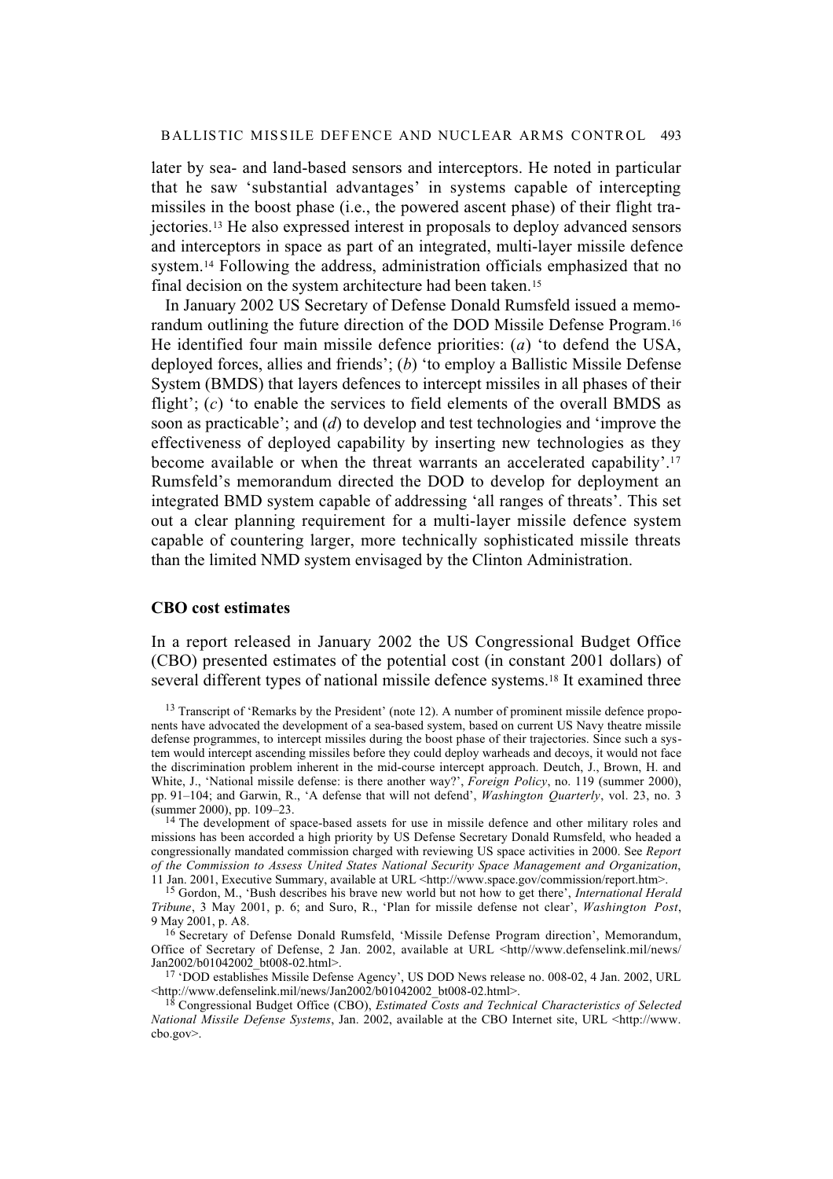later by sea- and land-based sensors and interceptors. He noted in particular that he saw 'substantial advantages' in systems capable of intercepting missiles in the boost phase (i.e., the powered ascent phase) of their flight trajectories.[13] He also expressed interest in proposals to deploy advanced sensors and interceptors in space as part of an integrated, multi-layer missile defence system.[14] Following the address, administration officials emphasized that no final decision on the system architecture had been taken.[15]

In January 2002 US Secretary of Defense Donald Rumsfeld issued a memorandum outlining the future direction of the DOD Missile Defense Program.[16] He identified four main missile defence priorities: (*a*) 'to defend the USA, deployed forces, allies and friends'; (*b*) 'to employ a Ballistic Missile Defense System (BMDS) that layers defences to intercept missiles in all phases of their flight'; (*c*) 'to enable the services to field elements of the overall BMDS as soon as practicable'; and (*d*) to develop and test technologies and 'improve the effectiveness of deployed capability by inserting new technologies as they become available or when the threat warrants an accelerated capability'.[17] Rumsfeld's memorandum directed the DOD to develop for deployment an integrated BMD system capable of addressing 'all ranges of threats'. This set out a clear planning requirement for a multi-layer missile defence system capable of countering larger, more technically sophisticated missile threats than the limited NMD system envisaged by the Clinton Administration.

### CBO cost estimates

In a report released in January 2002 the US Congressional Budget Office (CBO) presented estimates of the potential cost (in constant 2001 dollars) of several different types of national missile defence systems.[18] It examined three

[13] Transcript of 'Remarks by the President' (note 12). A number of prominent missile defence proponents have advocated the development of a sea-based system, based on current US Navy theatre missile defense programmes, to intercept missiles during the boost phase of their trajectories. Since such a system would intercept ascending missiles before they could deploy warheads and decoys, it would not face the discrimination problem inherent in the mid-course intercept approach. Deutch, J., Brown, H. and White, J., 'National missile defense: is there another way?', *Foreign Policy*, no. 119 (summer 2000), pp. 91–104; and Garwin, R., 'A defense that will not defend', *Washington Quarterly*, vol. 23, no. 3 (summer 2000), pp. 109–23.

[14] The development of space-based assets for use in missile defence and other military roles and missions has been accorded a high priority by US Defense Secretary Donald Rumsfeld, who headed a congressionally mandated commission charged with reviewing US space activities in 2000. See *Report of the Commission to Assess United States National Security Space Management and Organization*, 11 Jan. 2001, Executive Summary, available at URL <http://www.space.gov/commission/report.htm>.

[15] Gordon, M., 'Bush describes his brave new world but not how to get there', *International Herald Tribune*, 3 May 2001, p. 6; and Suro, R., 'Plan for missile defense not clear', *Washington Post*, 9 May 2001, p. A8.

[16] Secretary of Defense Donald Rumsfeld, 'Missile Defense Program direction', Memorandum, Office of Secretary of Defense, 2 Jan. 2002, available at URL <http//www.defenselink.mil/news/Jan2002/b01042002_bt008-02.html>.

[17] 'DOD establishes Missile Defense Agency', US DOD News release no. 008-02, 4 Jan. 2002, URL <http://www.defenselink.mil/news/Jan2002/b01042002_bt008-02.html>.

[18] Congressional Budget Office (CBO), *Estimated Costs and Technical Characteristics of Selected National Missile Defense Systems*, Jan. 2002, available at the CBO Internet site, URL <http://www.cbo.gov>.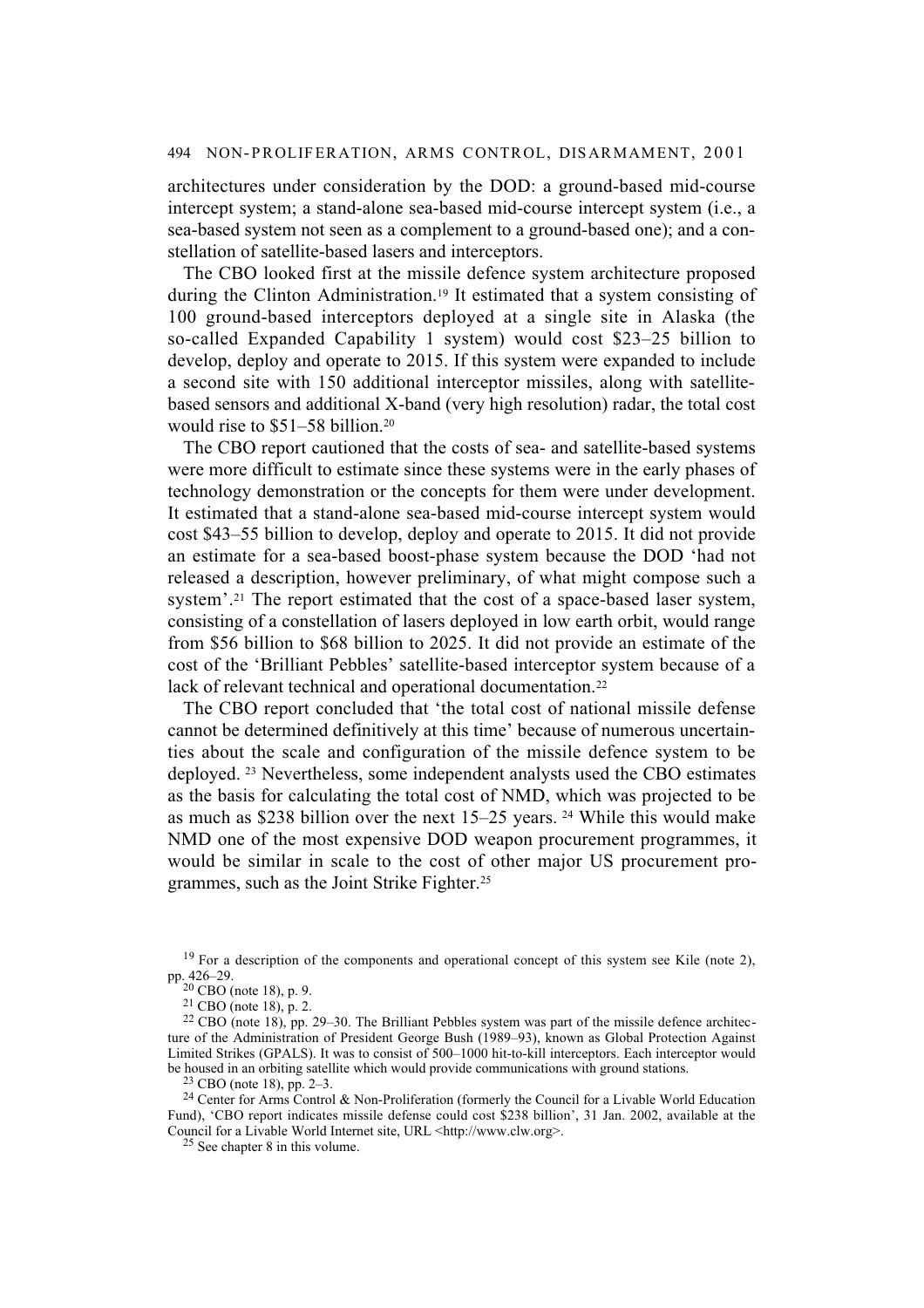architectures under consideration by the DOD: a ground-based mid-course intercept system; a stand-alone sea-based mid-course intercept system (i.e., a sea-based system not seen as a complement to a ground-based one); and a constellation of satellite-based lasers and interceptors.

The CBO looked first at the missile defence system architecture proposed during the Clinton Administration.[19] It estimated that a system consisting of 100 ground-based interceptors deployed at a single site in Alaska (the so-called Expanded Capability 1 system) would cost $23–25 billion to develop, deploy and operate to 2015. If this system were expanded to include a second site with 150 additional interceptor missiles, along with satellite-based sensors and additional X-band (very high resolution) radar, the total cost would rise to $51–58 billion.[20]

The CBO report cautioned that the costs of sea- and satellite-based systems were more difficult to estimate since these systems were in the early phases of technology demonstration or the concepts for them were under development. It estimated that a stand-alone sea-based mid-course intercept system would cost $43–55 billion to develop, deploy and operate to 2015. It did not provide an estimate for a sea-based boost-phase system because the DOD 'had not released a description, however preliminary, of what might compose such a system'.[21] The report estimated that the cost of a space-based laser system, consisting of a constellation of lasers deployed in low earth orbit, would range from $56 billion to $68 billion to 2025. It did not provide an estimate of the cost of the 'Brilliant Pebbles' satellite-based interceptor system because of a lack of relevant technical and operational documentation.[22]

The CBO report concluded that 'the total cost of national missile defense cannot be determined definitively at this time' because of numerous uncertainties about the scale and configuration of the missile defence system to be deployed.[23] Nevertheless, some independent analysts used the CBO estimates as the basis for calculating the total cost of NMD, which was projected to be as much as $238 billion over the next 15–25 years.[24] While this would make NMD one of the most expensive DOD weapon procurement programmes, it would be similar in scale to the cost of other major US procurement programmes, such as the Joint Strike Fighter.[25]

[19] For a description of the components and operational concept of this system see Kile (note 2), pp. 426–29.

[20] CBO (note 18), p. 9.

[21] CBO (note 18), p. 2.

[22] CBO (note 18), pp. 29–30. The Brilliant Pebbles system was part of the missile defence architecture of the Administration of President George Bush (1989–93), known as Global Protection Against Limited Strikes (GPALS). It was to consist of 500–1000 hit-to-kill interceptors. Each interceptor would be housed in an orbiting satellite which would provide communications with ground stations.

[23] CBO (note 18), pp. 2–3.

[24] Center for Arms Control & Non-Proliferation (formerly the Council for a Livable World Education Fund), 'CBO report indicates missile defense could cost $238 billion', 31 Jan. 2002, available at the Council for a Livable World Internet site, URL <http://www.clw.org>.

[25] See chapter 8 in this volume.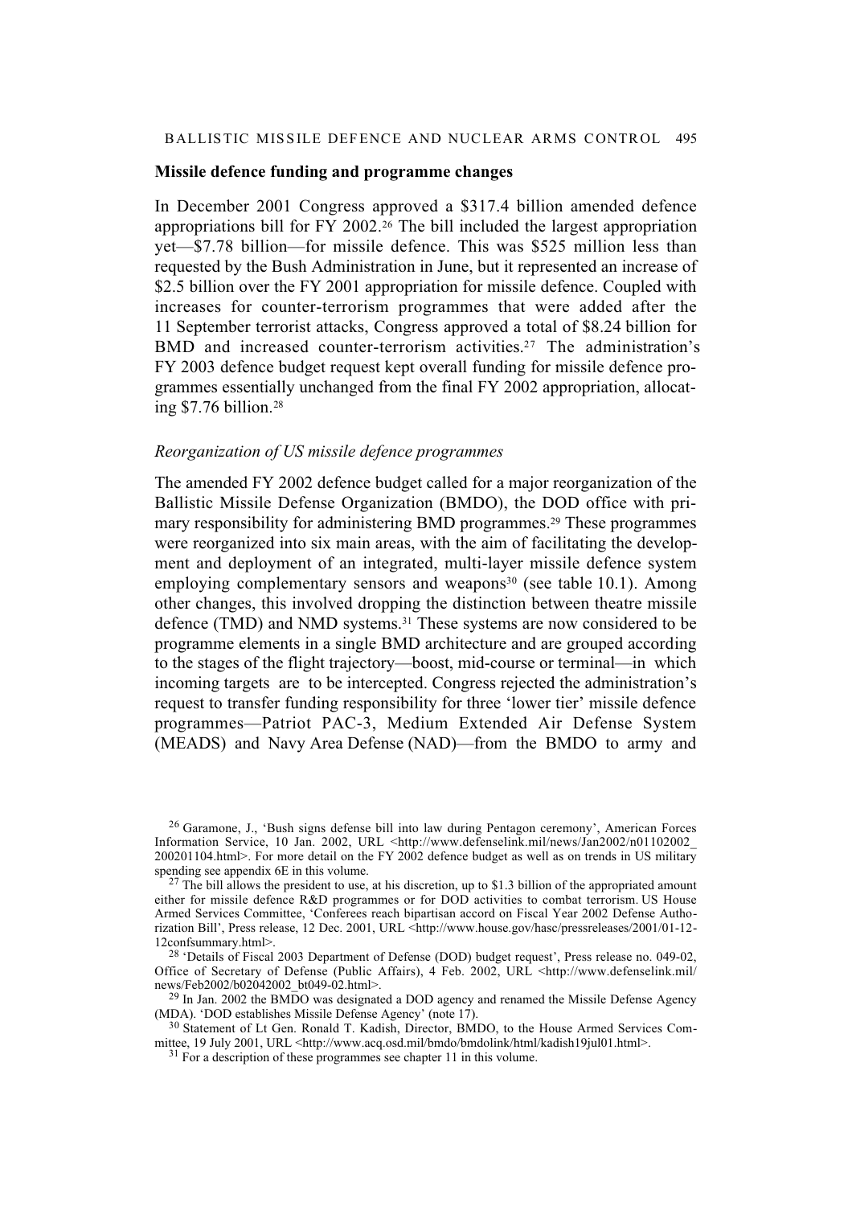## Missile defence funding and programme changes

In December 2001 Congress approved a $317.4 billion amended defence appropriations bill for FY 2002.[26] The bill included the largest appropriation yet—$7.78 billion—for missile defence. This was $525 million less than requested by the Bush Administration in June, but it represented an increase of $2.5 billion over the FY 2001 appropriation for missile defence. Coupled with increases for counter-terrorism programmes that were added after the 11 September terrorist attacks, Congress approved a total of $8.24 billion for BMD and increased counter-terrorism activities.[27] The administration's FY 2003 defence budget request kept overall funding for missile defence programmes essentially unchanged from the final FY 2002 appropriation, allocating $7.76 billion.[28]

### *Reorganization of US missile defence programmes*

The amended FY 2002 defence budget called for a major reorganization of the Ballistic Missile Defense Organization (BMDO), the DOD office with primary responsibility for administering BMD programmes.[29] These programmes were reorganized into six main areas, with the aim of facilitating the development and deployment of an integrated, multi-layer missile defence system employing complementary sensors and weapons[30] (see table 10.1). Among other changes, this involved dropping the distinction between theatre missile defence (TMD) and NMD systems.[31] These systems are now considered to be programme elements in a single BMD architecture and are grouped according to the stages of the flight trajectory—boost, mid-course or terminal—in which incoming targets are to be intercepted. Congress rejected the administration's request to transfer funding responsibility for three 'lower tier' missile defence programmes—Patriot PAC-3, Medium Extended Air Defense System (MEADS) and Navy Area Defense (NAD)—from the BMDO to army and

---

[26] Garamone, J., 'Bush signs defense bill into law during Pentagon ceremony', American Forces Information Service, 10 Jan. 2002, URL <http://www.defenselink.mil/news/Jan2002/n01102002_200201104.html>. For more detail on the FY 2002 defence budget as well as on trends in US military spending see appendix 6E in this volume.

[27] The bill allows the president to use, at his discretion, up to $1.3 billion of the appropriated amount either for missile defence R&D programmes or for DOD activities to combat terrorism. US House Armed Services Committee, 'Conferees reach bipartisan accord on Fiscal Year 2002 Defense Authorization Bill', Press release, 12 Dec. 2001, URL <http://www.house.gov/hasc/pressreleases/2001/01-12-12confsummary.html>.

[28] 'Details of Fiscal 2003 Department of Defense (DOD) budget request', Press release no. 049-02, Office of Secretary of Defense (Public Affairs), 4 Feb. 2002, URL <http://www.defenselink.mil/news/Feb2002/b02042002_bt049-02.html>.

[29] In Jan. 2002 the BMDO was designated a DOD agency and renamed the Missile Defense Agency (MDA). 'DOD establishes Missile Defense Agency' (note 17).

[30] Statement of Lt Gen. Ronald T. Kadish, Director, BMDO, to the House Armed Services Committee, 19 July 2001, URL <http://www.acq.osd.mil/bmdo/bmdolink/html/kadish19jul01.html>.

[31] For a description of these programmes see chapter 11 in this volume.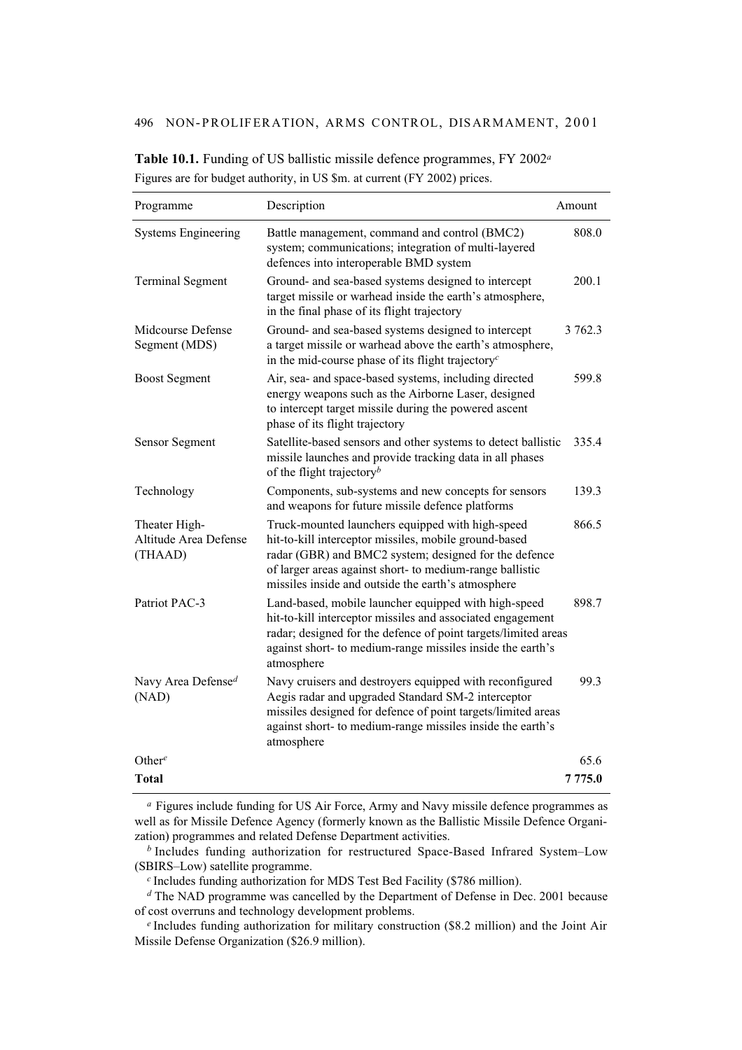**Table 10.1.** Funding of US ballistic missile defence programmes, FY 2002[a]

Figures are for budget authority, in US $m. at current (FY 2002) prices.

| Programme | Description | Amount |
|---|---|---|
| Systems Engineering | Battle management, command and control (BMC2) system; communications; integration of multi-layered defences into interoperable BMD system | 808.0 |
| Terminal Segment | Ground- and sea-based systems designed to intercept target missile or warhead inside the earth's atmosphere, in the final phase of its flight trajectory | 200.1 |
| Midcourse Defense Segment (MDS) | Ground- and sea-based systems designed to intercept a target missile or warhead above the earth's atmosphere, in the mid-course phase of its flight trajectory[c] | 3 762.3 |
| Boost Segment | Air, sea- and space-based systems, including directed energy weapons such as the Airborne Laser, designed to intercept target missile during the powered ascent phase of its flight trajectory | 599.8 |
| Sensor Segment | Satellite-based sensors and other systems to detect ballistic missile launches and provide tracking data in all phases of the flight trajectory[b] | 335.4 |
| Technology | Components, sub-systems and new concepts for sensors and weapons for future missile defence platforms | 139.3 |
| Theater High-Altitude Area Defense (THAAD) | Truck-mounted launchers equipped with high-speed hit-to-kill interceptor missiles, mobile ground-based radar (GBR) and BMC2 system; designed for the defence of larger areas against short- to medium-range ballistic missiles inside and outside the earth's atmosphere | 866.5 |
| Patriot PAC-3 | Land-based, mobile launcher equipped with high-speed hit-to-kill interceptor missiles and associated engagement radar; designed for the defence of point targets/limited areas against short- to medium-range missiles inside the earth's atmosphere | 898.7 |
| Navy Area Defense[d] (NAD) | Navy cruisers and destroyers equipped with reconfigured Aegis radar and upgraded Standard SM-2 interceptor missiles designed for defence of point targets/limited areas against short- to medium-range missiles inside the earth's atmosphere | 99.3 |
| Other[e] | | 65.6 |
| **Total** | | **7 775.0** |

[a] Figures include funding for US Air Force, Army and Navy missile defence programmes as well as for Missile Defence Agency (formerly known as the Ballistic Missile Defence Organization) programmes and related Defense Department activities.

[b] Includes funding authorization for restructured Space-Based Infrared System–Low (SBIRS–Low) satellite programme.

[c] Includes funding authorization for MDS Test Bed Facility ($786 million).

[d] The NAD programme was cancelled by the Department of Defense in Dec. 2001 because of cost overruns and technology development problems.

[e] Includes funding authorization for military construction ($8.2 million) and the Joint Air Missile Defense Organization ($26.9 million).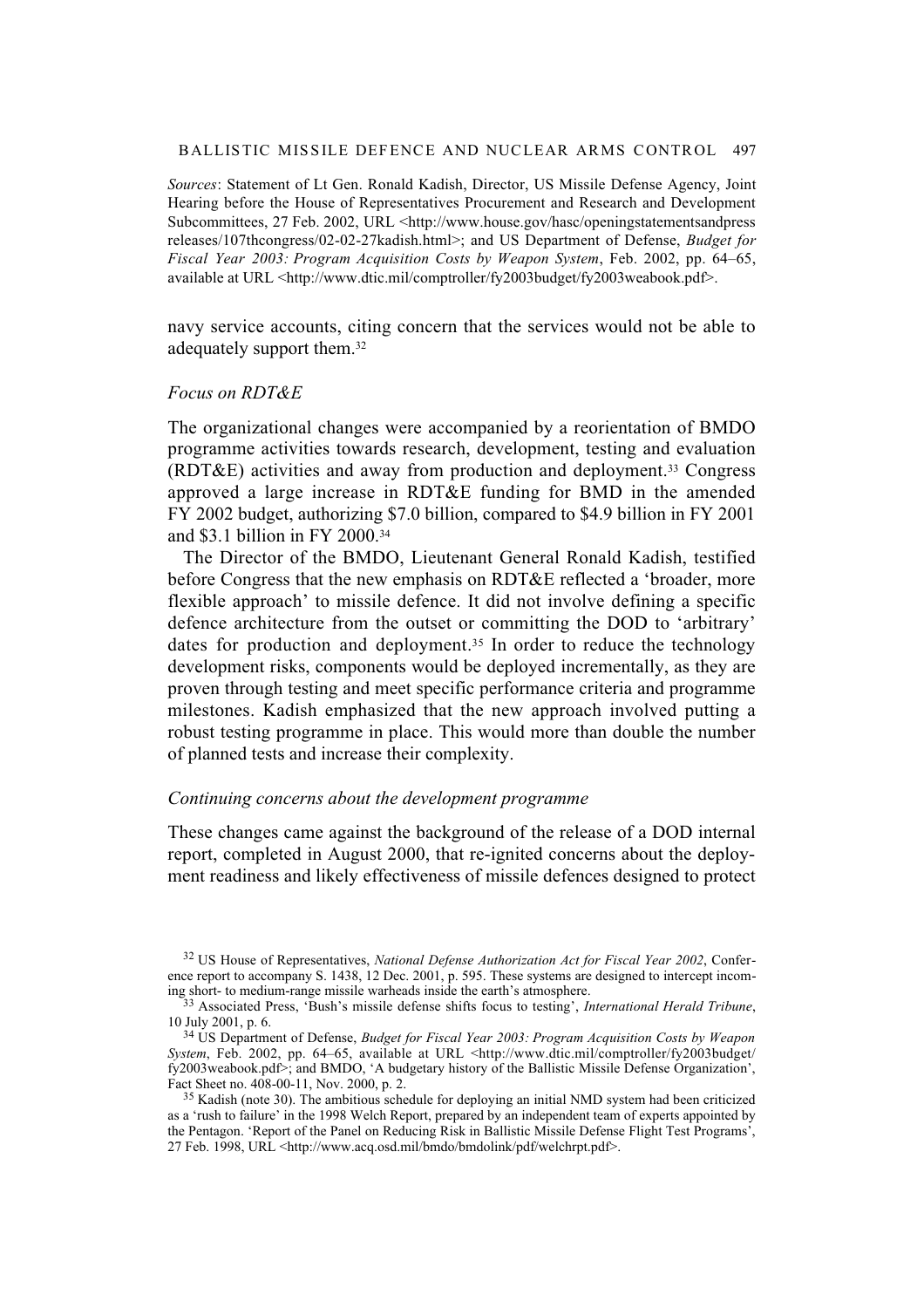*Sources*: Statement of Lt Gen. Ronald Kadish, Director, US Missile Defense Agency, Joint Hearing before the House of Representatives Procurement and Research and Development Subcommittees, 27 Feb. 2002, URL <http://www.house.gov/hasc/openingstatementsandpress releases/107thcongress/02-02-27kadish.html>; and US Department of Defense, *Budget for Fiscal Year 2003: Program Acquisition Costs by Weapon System*, Feb. 2002, pp. 64–65, available at URL <http://www.dtic.mil/comptroller/fy2003budget/fy2003weabook.pdf>.

navy service accounts, citing concern that the services would not be able to adequately support them.[32]

### *Focus on RDT&E*

The organizational changes were accompanied by a reorientation of BMDO programme activities towards research, development, testing and evaluation (RDT&E) activities and away from production and deployment.[33] Congress approved a large increase in RDT&E funding for BMD in the amended FY 2002 budget, authorizing $7.0 billion, compared to $4.9 billion in FY 2001 and $3.1 billion in FY 2000.[34]

The Director of the BMDO, Lieutenant General Ronald Kadish, testified before Congress that the new emphasis on RDT&E reflected a 'broader, more flexible approach' to missile defence. It did not involve defining a specific defence architecture from the outset or committing the DOD to 'arbitrary' dates for production and deployment.[35] In order to reduce the technology development risks, components would be deployed incrementally, as they are proven through testing and meet specific performance criteria and programme milestones. Kadish emphasized that the new approach involved putting a robust testing programme in place. This would more than double the number of planned tests and increase their complexity.

### *Continuing concerns about the development programme*

These changes came against the background of the release of a DOD internal report, completed in August 2000, that re-ignited concerns about the deployment readiness and likely effectiveness of missile defences designed to protect

[32] US House of Representatives, *National Defense Authorization Act for Fiscal Year 2002*, Conference report to accompany S. 1438, 12 Dec. 2001, p. 595. These systems are designed to intercept incoming short- to medium-range missile warheads inside the earth's atmosphere.

[33] Associated Press, 'Bush's missile defense shifts focus to testing', *International Herald Tribune*, 10 July 2001, p. 6.

[34] US Department of Defense, *Budget for Fiscal Year 2003: Program Acquisition Costs by Weapon System*, Feb. 2002, pp. 64–65, available at URL <http://www.dtic.mil/comptroller/fy2003budget/fy2003weabook.pdf>; and BMDO, 'A budgetary history of the Ballistic Missile Defense Organization', Fact Sheet no. 408-00-11, Nov. 2000, p. 2.

[35] Kadish (note 30). The ambitious schedule for deploying an initial NMD system had been criticized as a 'rush to failure' in the 1998 Welch Report, prepared by an independent team of experts appointed by the Pentagon. 'Report of the Panel on Reducing Risk in Ballistic Missile Defense Flight Test Programs', 27 Feb. 1998, URL <http://www.acq.osd.mil/bmdo/bmdolink/pdf/welchrpt.pdf>.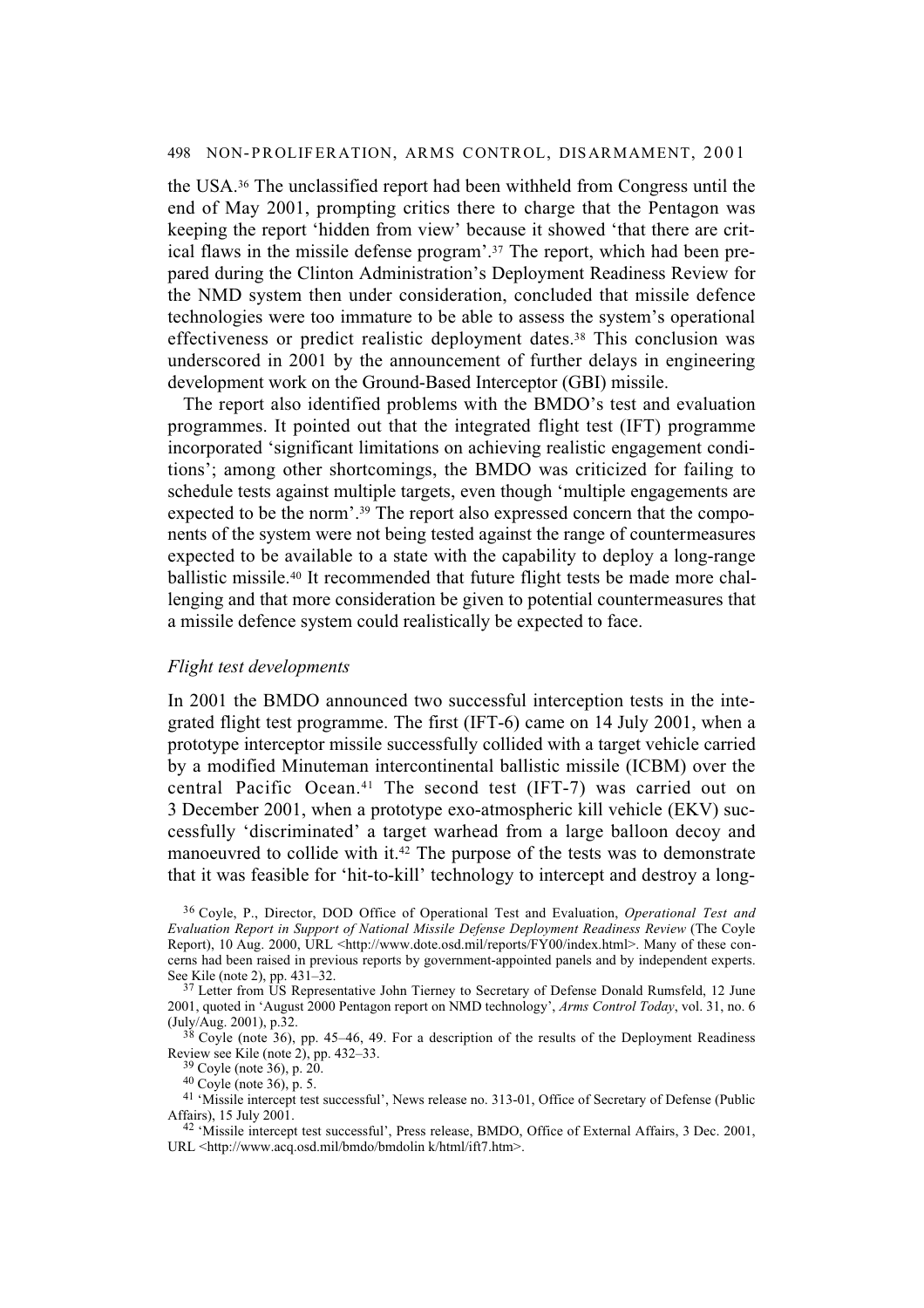the USA.[36] The unclassified report had been withheld from Congress until the end of May 2001, prompting critics there to charge that the Pentagon was keeping the report 'hidden from view' because it showed 'that there are critical flaws in the missile defense program'.[37] The report, which had been prepared during the Clinton Administration's Deployment Readiness Review for the NMD system then under consideration, concluded that missile defence technologies were too immature to be able to assess the system's operational effectiveness or predict realistic deployment dates.[38] This conclusion was underscored in 2001 by the announcement of further delays in engineering development work on the Ground-Based Interceptor (GBI) missile.

The report also identified problems with the BMDO's test and evaluation programmes. It pointed out that the integrated flight test (IFT) programme incorporated 'significant limitations on achieving realistic engagement conditions'; among other shortcomings, the BMDO was criticized for failing to schedule tests against multiple targets, even though 'multiple engagements are expected to be the norm'.[39] The report also expressed concern that the components of the system were not being tested against the range of countermeasures expected to be available to a state with the capability to deploy a long-range ballistic missile.[40] It recommended that future flight tests be made more challenging and that more consideration be given to potential countermeasures that a missile defence system could realistically be expected to face.

### *Flight test developments*

In 2001 the BMDO announced two successful interception tests in the integrated flight test programme. The first (IFT-6) came on 14 July 2001, when a prototype interceptor missile successfully collided with a target vehicle carried by a modified Minuteman intercontinental ballistic missile (ICBM) over the central Pacific Ocean.[41] The second test (IFT-7) was carried out on 3 December 2001, when a prototype exo-atmospheric kill vehicle (EKV) successfully 'discriminated' a target warhead from a large balloon decoy and manoeuvred to collide with it.[42] The purpose of the tests was to demonstrate that it was feasible for 'hit-to-kill' technology to intercept and destroy a long-

---

[36] Coyle, P., Director, DOD Office of Operational Test and Evaluation, *Operational Test and Evaluation Report in Support of National Missile Defense Deployment Readiness Review* (The Coyle Report), 10 Aug. 2000, URL <http://www.dote.osd.mil/reports/FY00/index.html>. Many of these concerns had been raised in previous reports by government-appointed panels and by independent experts. See Kile (note 2), pp. 431–32.

[37] Letter from US Representative John Tierney to Secretary of Defense Donald Rumsfeld, 12 June 2001, quoted in 'August 2000 Pentagon report on NMD technology', *Arms Control Today*, vol. 31, no. 6 (July/Aug. 2001), p.32.

[38] Coyle (note 36), pp. 45–46, 49. For a description of the results of the Deployment Readiness Review see Kile (note 2), pp. 432–33.

[39] Coyle (note 36), p. 20.

[40] Coyle (note 36), p. 5.

[41] 'Missile intercept test successful', News release no. 313-01, Office of Secretary of Defense (Public Affairs), 15 July 2001.

[42] 'Missile intercept test successful', Press release, BMDO, Office of External Affairs, 3 Dec. 2001, URL <http://www.acq.osd.mil/bmdo/bmdolin k/html/ift7.htm>.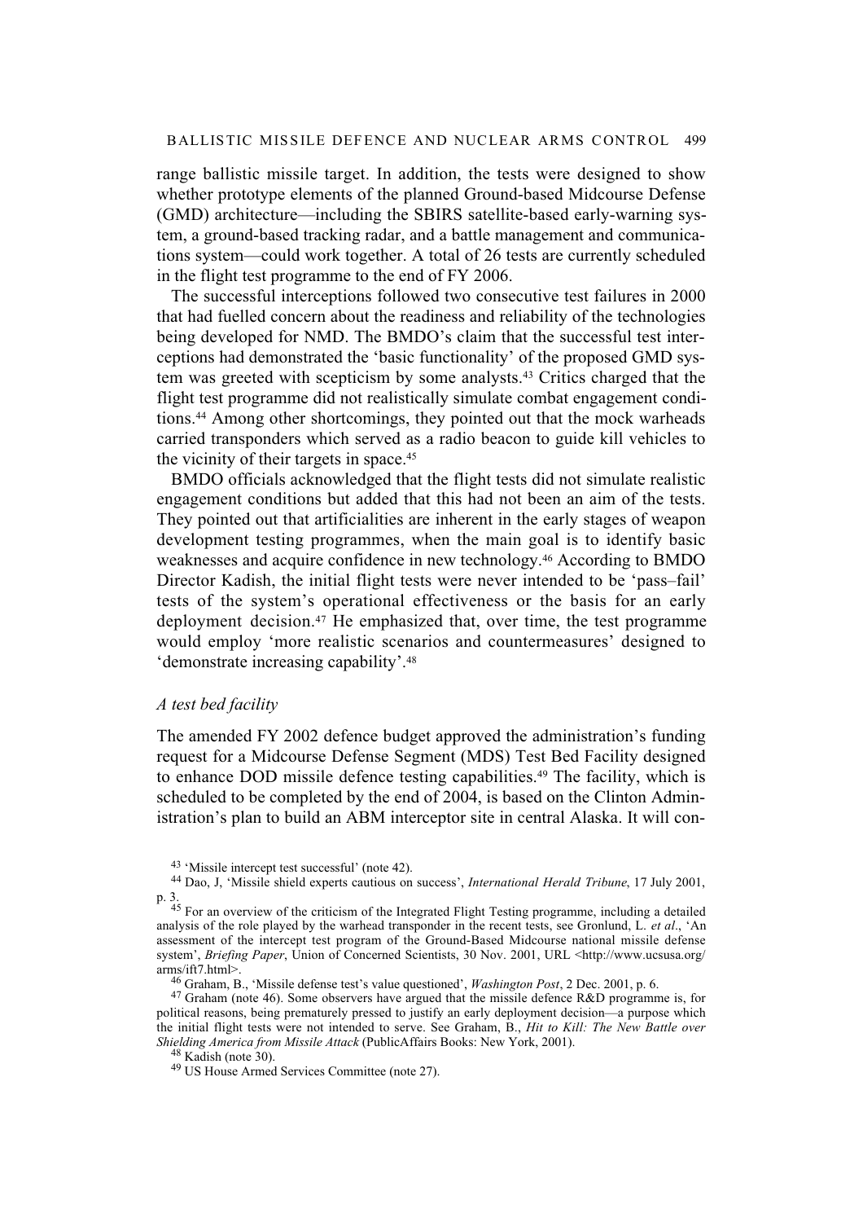range ballistic missile target. In addition, the tests were designed to show whether prototype elements of the planned Ground-based Midcourse Defense (GMD) architecture—including the SBIRS satellite-based early-warning system, a ground-based tracking radar, and a battle management and communications system—could work together. A total of 26 tests are currently scheduled in the flight test programme to the end of FY 2006.

The successful interceptions followed two consecutive test failures in 2000 that had fuelled concern about the readiness and reliability of the technologies being developed for NMD. The BMDO's claim that the successful test interceptions had demonstrated the 'basic functionality' of the proposed GMD system was greeted with scepticism by some analysts.[43] Critics charged that the flight test programme did not realistically simulate combat engagement conditions.[44] Among other shortcomings, they pointed out that the mock warheads carried transponders which served as a radio beacon to guide kill vehicles to the vicinity of their targets in space.[45]

BMDO officials acknowledged that the flight tests did not simulate realistic engagement conditions but added that this had not been an aim of the tests. They pointed out that artificialities are inherent in the early stages of weapon development testing programmes, when the main goal is to identify basic weaknesses and acquire confidence in new technology.[46] According to BMDO Director Kadish, the initial flight tests were never intended to be 'pass–fail' tests of the system's operational effectiveness or the basis for an early deployment decision.[47] He emphasized that, over time, the test programme would employ 'more realistic scenarios and countermeasures' designed to 'demonstrate increasing capability'.[48]

### *A test bed facility*

The amended FY 2002 defence budget approved the administration's funding request for a Midcourse Defense Segment (MDS) Test Bed Facility designed to enhance DOD missile defence testing capabilities.[49] The facility, which is scheduled to be completed by the end of 2004, is based on the Clinton Administration's plan to build an ABM interceptor site in central Alaska. It will con-

---

[43] 'Missile intercept test successful' (note 42).

[44] Dao, J, 'Missile shield experts cautious on success', *International Herald Tribune*, 17 July 2001, p. 3.

[45] For an overview of the criticism of the Integrated Flight Testing programme, including a detailed analysis of the role played by the warhead transponder in the recent tests, see Gronlund, L. *et al*., 'An assessment of the intercept test program of the Ground-Based Midcourse national missile defense system', *Briefing Paper*, Union of Concerned Scientists, 30 Nov. 2001, URL <http://www.ucsusa.org/arms/ift7.html>.

[46] Graham, B., 'Missile defense test's value questioned', *Washington Post*, 2 Dec. 2001, p. 6.

[47] Graham (note 46). Some observers have argued that the missile defence R&D programme is, for political reasons, being prematurely pressed to justify an early deployment decision—a purpose which the initial flight tests were not intended to serve. See Graham, B., *Hit to Kill: The New Battle over Shielding America from Missile Attack* (PublicAffairs Books: New York, 2001).

[48] Kadish (note 30).

[49] US House Armed Services Committee (note 27).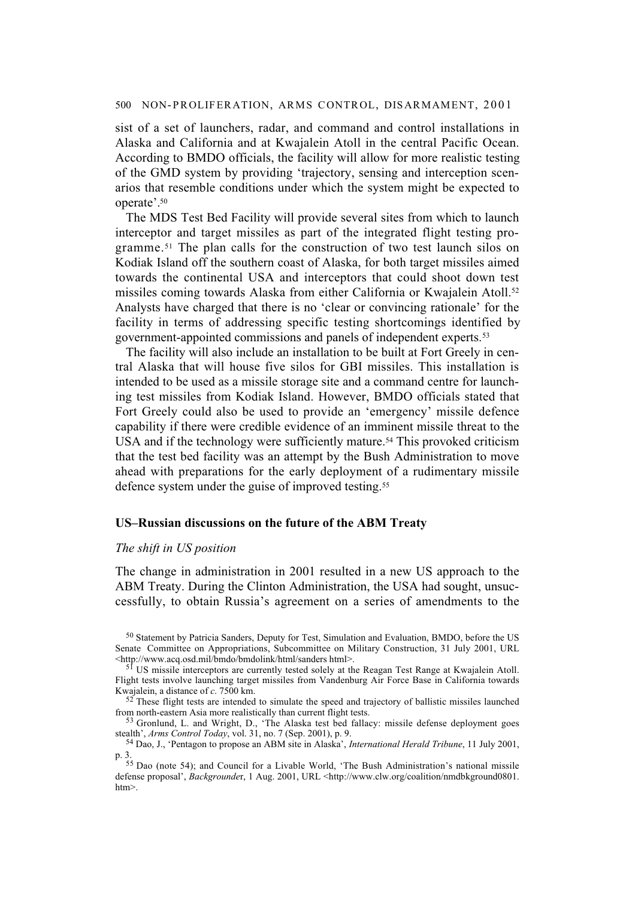sist of a set of launchers, radar, and command and control installations in Alaska and California and at Kwajalein Atoll in the central Pacific Ocean. According to BMDO officials, the facility will allow for more realistic testing of the GMD system by providing 'trajectory, sensing and interception scenarios that resemble conditions under which the system might be expected to operate'.[50]

The MDS Test Bed Facility will provide several sites from which to launch interceptor and target missiles as part of the integrated flight testing programme.[51] The plan calls for the construction of two test launch silos on Kodiak Island off the southern coast of Alaska, for both target missiles aimed towards the continental USA and interceptors that could shoot down test missiles coming towards Alaska from either California or Kwajalein Atoll.[52] Analysts have charged that there is no 'clear or convincing rationale' for the facility in terms of addressing specific testing shortcomings identified by government-appointed commissions and panels of independent experts.[53]

The facility will also include an installation to be built at Fort Greely in central Alaska that will house five silos for GBI missiles. This installation is intended to be used as a missile storage site and a command centre for launching test missiles from Kodiak Island. However, BMDO officials stated that Fort Greely could also be used to provide an 'emergency' missile defence capability if there were credible evidence of an imminent missile threat to the USA and if the technology were sufficiently mature.[54] This provoked criticism that the test bed facility was an attempt by the Bush Administration to move ahead with preparations for the early deployment of a rudimentary missile defence system under the guise of improved testing.[55]

### US–Russian discussions on the future of the ABM Treaty

#### *The shift in US position*

The change in administration in 2001 resulted in a new US approach to the ABM Treaty. During the Clinton Administration, the USA had sought, unsuccessfully, to obtain Russia's agreement on a series of amendments to the

---

[50] Statement by Patricia Sanders, Deputy for Test, Simulation and Evaluation, BMDO, before the US Senate Committee on Appropriations, Subcommittee on Military Construction, 31 July 2001, URL <http://www.acq.osd.mil/bmdo/bmdolink/html/sanders html>.

[51] US missile interceptors are currently tested solely at the Reagan Test Range at Kwajalein Atoll. Flight tests involve launching target missiles from Vandenburg Air Force Base in California towards Kwajalein, a distance of *c.* 7500 km.

[52] These flight tests are intended to simulate the speed and trajectory of ballistic missiles launched from north-eastern Asia more realistically than current flight tests.

[53] Gronlund, L. and Wright, D., 'The Alaska test bed fallacy: missile defense deployment goes stealth', *Arms Control Today*, vol. 31, no. 7 (Sep. 2001), p. 9.

[54] Dao, J., 'Pentagon to propose an ABM site in Alaska', *International Herald Tribune*, 11 July 2001, p. 3.

[55] Dao (note 54); and Council for a Livable World, 'The Bush Administration's national missile defense proposal', *Backgrounder*, 1 Aug. 2001, URL <http://www.clw.org/coalition/nmdbkground0801.htm>.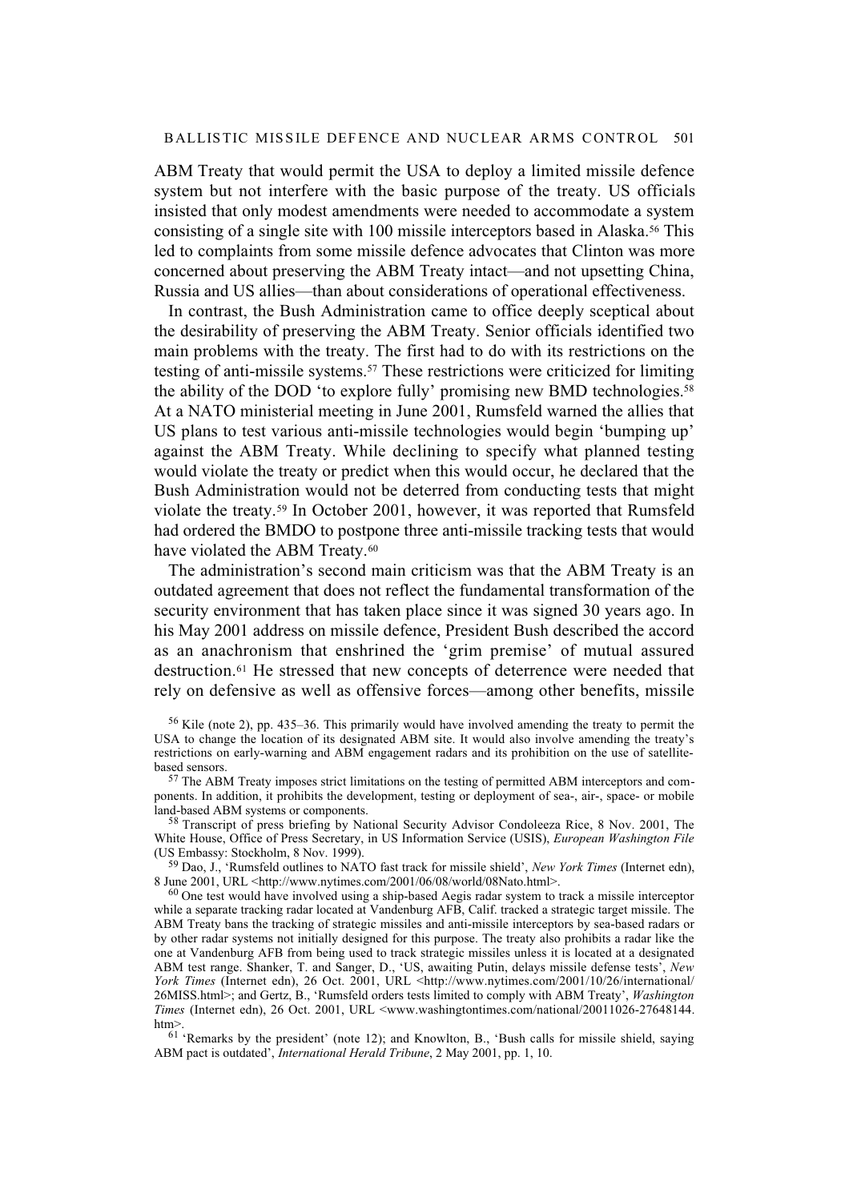ABM Treaty that would permit the USA to deploy a limited missile defence system but not interfere with the basic purpose of the treaty. US officials insisted that only modest amendments were needed to accommodate a system consisting of a single site with 100 missile interceptors based in Alaska.[56] This led to complaints from some missile defence advocates that Clinton was more concerned about preserving the ABM Treaty intact—and not upsetting China, Russia and US allies—than about considerations of operational effectiveness.

In contrast, the Bush Administration came to office deeply sceptical about the desirability of preserving the ABM Treaty. Senior officials identified two main problems with the treaty. The first had to do with its restrictions on the testing of anti-missile systems.[57] These restrictions were criticized for limiting the ability of the DOD 'to explore fully' promising new BMD technologies.[58] At a NATO ministerial meeting in June 2001, Rumsfeld warned the allies that US plans to test various anti-missile technologies would begin 'bumping up' against the ABM Treaty. While declining to specify what planned testing would violate the treaty or predict when this would occur, he declared that the Bush Administration would not be deterred from conducting tests that might violate the treaty.[59] In October 2001, however, it was reported that Rumsfeld had ordered the BMDO to postpone three anti-missile tracking tests that would have violated the ABM Treaty.[60]

The administration's second main criticism was that the ABM Treaty is an outdated agreement that does not reflect the fundamental transformation of the security environment that has taken place since it was signed 30 years ago. In his May 2001 address on missile defence, President Bush described the accord as an anachronism that enshrined the 'grim premise' of mutual assured destruction.[61] He stressed that new concepts of deterrence were needed that rely on defensive as well as offensive forces—among other benefits, missile

[56] Kile (note 2), pp. 435–36. This primarily would have involved amending the treaty to permit the USA to change the location of its designated ABM site. It would also involve amending the treaty's restrictions on early-warning and ABM engagement radars and its prohibition on the use of satellite-based sensors.

[57] The ABM Treaty imposes strict limitations on the testing of permitted ABM interceptors and components. In addition, it prohibits the development, testing or deployment of sea-, air-, space- or mobile land-based ABM systems or components.

[58] Transcript of press briefing by National Security Advisor Condoleeza Rice, 8 Nov. 2001, The White House, Office of Press Secretary, in US Information Service (USIS), *European Washington File* (US Embassy: Stockholm, 8 Nov. 1999).

[59] Dao, J., 'Rumsfeld outlines to NATO fast track for missile shield', *New York Times* (Internet edn), 8 June 2001, URL <http://www.nytimes.com/2001/06/08/world/08Nato.html>.

[60] One test would have involved using a ship-based Aegis radar system to track a missile interceptor while a separate tracking radar located at Vandenburg AFB, Calif. tracked a strategic target missile. The ABM Treaty bans the tracking of strategic missiles and anti-missile interceptors by sea-based radars or by other radar systems not initially designed for this purpose. The treaty also prohibits a radar like the one at Vandenburg AFB from being used to track strategic missiles unless it is located at a designated ABM test range. Shanker, T. and Sanger, D., 'US, awaiting Putin, delays missile defense tests', *New York Times* (Internet edn), 26 Oct. 2001, URL <http://www.nytimes.com/2001/10/26/international/26MISS.html>; and Gertz, B., 'Rumsfeld orders tests limited to comply with ABM Treaty', *Washington Times* (Internet edn), 26 Oct. 2001, URL <www.washingtontimes.com/national/20011026-27648144.htm>.

[61] 'Remarks by the president' (note 12); and Knowlton, B., 'Bush calls for missile shield, saying ABM pact is outdated', *International Herald Tribune*, 2 May 2001, pp. 1, 10.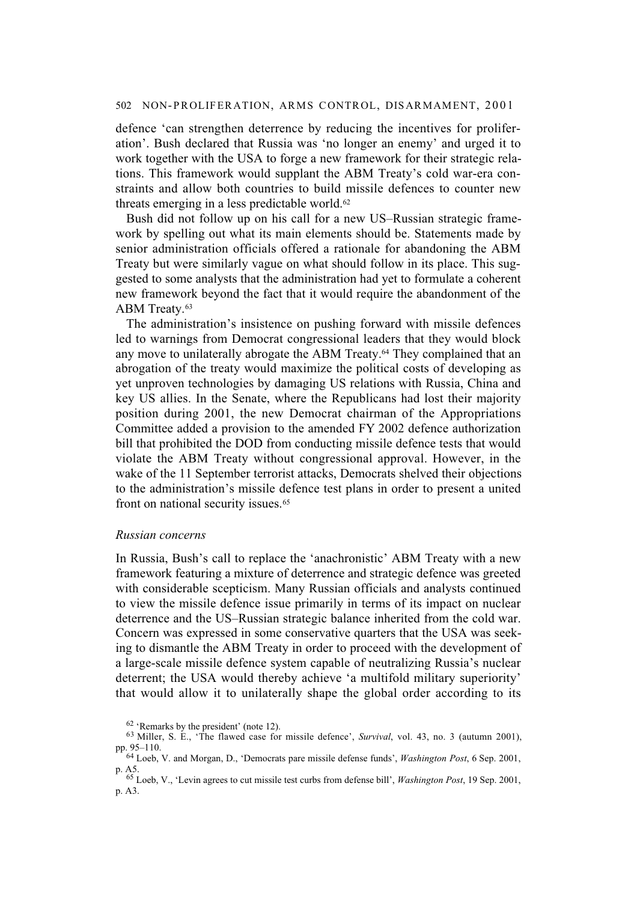defence 'can strengthen deterrence by reducing the incentives for proliferation'. Bush declared that Russia was 'no longer an enemy' and urged it to work together with the USA to forge a new framework for their strategic relations. This framework would supplant the ABM Treaty's cold war-era constraints and allow both countries to build missile defences to counter new threats emerging in a less predictable world.[62]

Bush did not follow up on his call for a new US–Russian strategic framework by spelling out what its main elements should be. Statements made by senior administration officials offered a rationale for abandoning the ABM Treaty but were similarly vague on what should follow in its place. This suggested to some analysts that the administration had yet to formulate a coherent new framework beyond the fact that it would require the abandonment of the ABM Treaty.[63]

The administration's insistence on pushing forward with missile defences led to warnings from Democrat congressional leaders that they would block any move to unilaterally abrogate the ABM Treaty.[64] They complained that an abrogation of the treaty would maximize the political costs of developing as yet unproven technologies by damaging US relations with Russia, China and key US allies. In the Senate, where the Republicans had lost their majority position during 2001, the new Democrat chairman of the Appropriations Committee added a provision to the amended FY 2002 defence authorization bill that prohibited the DOD from conducting missile defence tests that would violate the ABM Treaty without congressional approval. However, in the wake of the 11 September terrorist attacks, Democrats shelved their objections to the administration's missile defence test plans in order to present a united front on national security issues.[65]

*Russian concerns*

In Russia, Bush's call to replace the 'anachronistic' ABM Treaty with a new framework featuring a mixture of deterrence and strategic defence was greeted with considerable scepticism. Many Russian officials and analysts continued to view the missile defence issue primarily in terms of its impact on nuclear deterrence and the US–Russian strategic balance inherited from the cold war. Concern was expressed in some conservative quarters that the USA was seeking to dismantle the ABM Treaty in order to proceed with the development of a large-scale missile defence system capable of neutralizing Russia's nuclear deterrent; the USA would thereby achieve 'a multifold military superiority' that would allow it to unilaterally shape the global order according to its

[62] 'Remarks by the president' (note 12).

[63] Miller, S. E., 'The flawed case for missile defence', *Survival*, vol. 43, no. 3 (autumn 2001), pp. 95–110.

[64] Loeb, V. and Morgan, D., 'Democrats pare missile defense funds', *Washington Post*, 6 Sep. 2001, p. A5.

[65] Loeb, V., 'Levin agrees to cut missile test curbs from defense bill', *Washington Post*, 19 Sep. 2001, p. A3.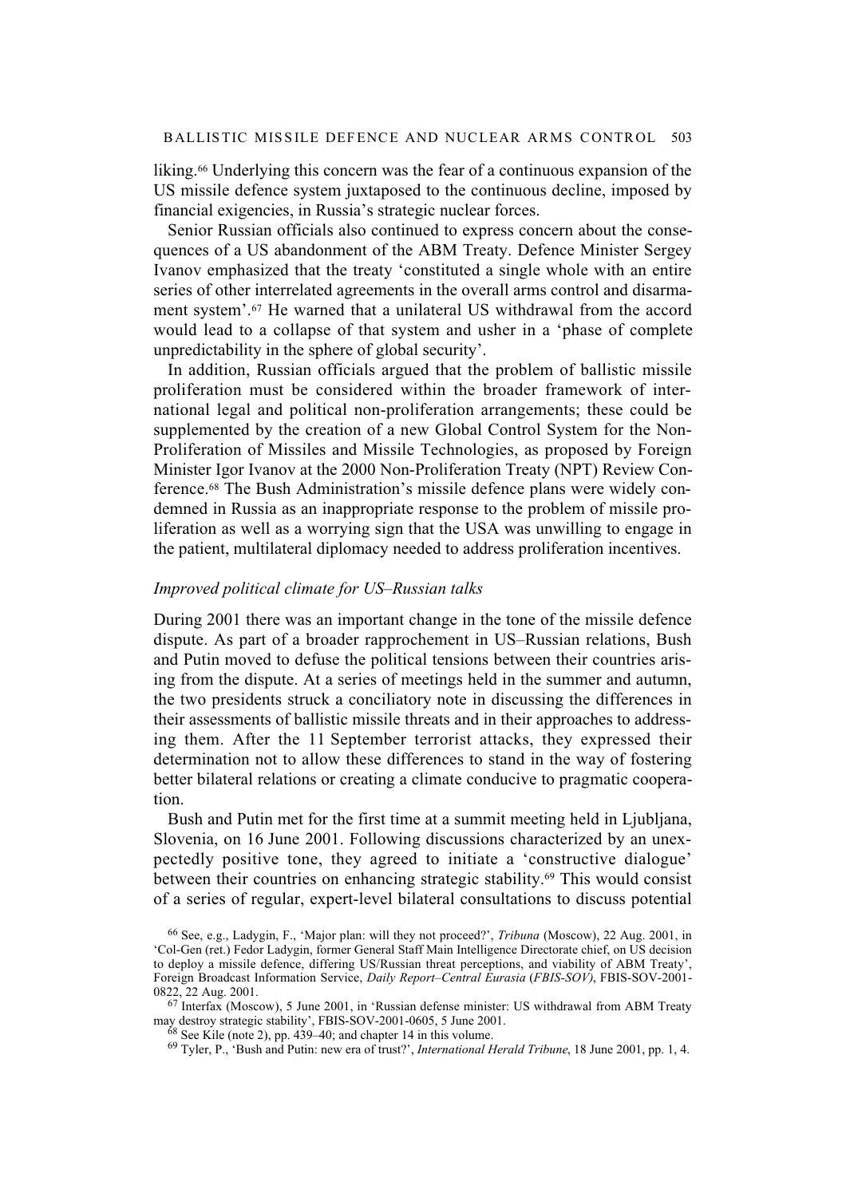liking.[66] Underlying this concern was the fear of a continuous expansion of the US missile defence system juxtaposed to the continuous decline, imposed by financial exigencies, in Russia's strategic nuclear forces.

Senior Russian officials also continued to express concern about the consequences of a US abandonment of the ABM Treaty. Defence Minister Sergey Ivanov emphasized that the treaty 'constituted a single whole with an entire series of other interrelated agreements in the overall arms control and disarmament system'.[67] He warned that a unilateral US withdrawal from the accord would lead to a collapse of that system and usher in a 'phase of complete unpredictability in the sphere of global security'.

In addition, Russian officials argued that the problem of ballistic missile proliferation must be considered within the broader framework of international legal and political non-proliferation arrangements; these could be supplemented by the creation of a new Global Control System for the Non-Proliferation of Missiles and Missile Technologies, as proposed by Foreign Minister Igor Ivanov at the 2000 Non-Proliferation Treaty (NPT) Review Conference.[68] The Bush Administration's missile defence plans were widely condemned in Russia as an inappropriate response to the problem of missile proliferation as well as a worrying sign that the USA was unwilling to engage in the patient, multilateral diplomacy needed to address proliferation incentives.

### *Improved political climate for US–Russian talks*

During 2001 there was an important change in the tone of the missile defence dispute. As part of a broader rapprochement in US–Russian relations, Bush and Putin moved to defuse the political tensions between their countries arising from the dispute. At a series of meetings held in the summer and autumn, the two presidents struck a conciliatory note in discussing the differences in their assessments of ballistic missile threats and in their approaches to addressing them. After the 11 September terrorist attacks, they expressed their determination not to allow these differences to stand in the way of fostering better bilateral relations or creating a climate conducive to pragmatic cooperation.

Bush and Putin met for the first time at a summit meeting held in Ljubljana, Slovenia, on 16 June 2001. Following discussions characterized by an unexpectedly positive tone, they agreed to initiate a 'constructive dialogue' between their countries on enhancing strategic stability.[69] This would consist of a series of regular, expert-level bilateral consultations to discuss potential

[66] See, e.g., Ladygin, F., 'Major plan: will they not proceed?', *Tribuna* (Moscow), 22 Aug. 2001, in 'Col-Gen (ret.) Fedor Ladygin, former General Staff Main Intelligence Directorate chief, on US decision to deploy a missile defence, differing US/Russian threat perceptions, and viability of ABM Treaty', Foreign Broadcast Information Service, *Daily Report–Central Eurasia* (*FBIS-SOV)*, FBIS-SOV-2001-0822, 22 Aug. 2001.

[67] Interfax (Moscow), 5 June 2001, in 'Russian defense minister: US withdrawal from ABM Treaty may destroy strategic stability', FBIS-SOV-2001-0605, 5 June 2001.

[68] See Kile (note 2), pp. 439–40; and chapter 14 in this volume.

[69] Tyler, P., 'Bush and Putin: new era of trust?', *International Herald Tribune*, 18 June 2001, pp. 1, 4.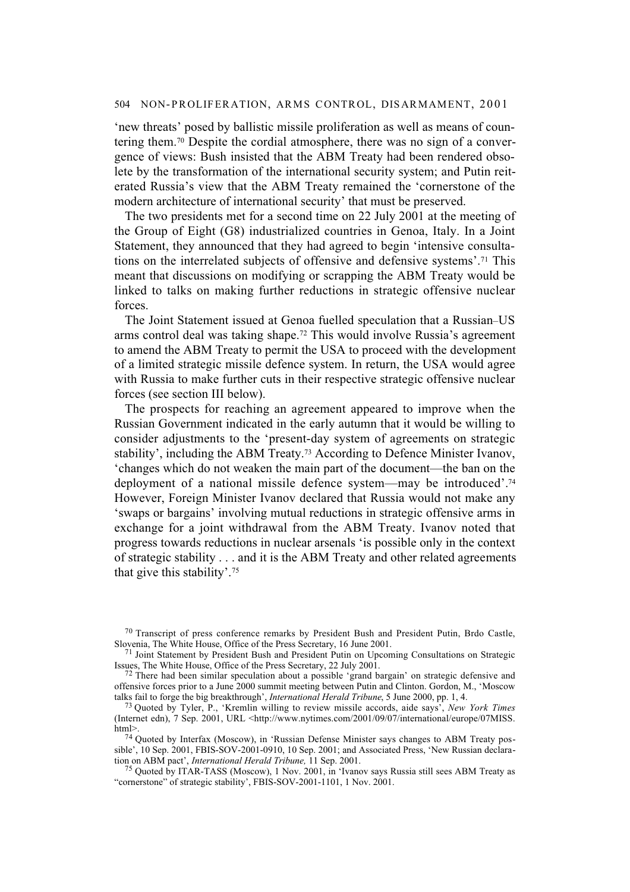'new threats' posed by ballistic missile proliferation as well as means of countering them.[70] Despite the cordial atmosphere, there was no sign of a convergence of views: Bush insisted that the ABM Treaty had been rendered obsolete by the transformation of the international security system; and Putin reiterated Russia's view that the ABM Treaty remained the 'cornerstone of the modern architecture of international security' that must be preserved.

The two presidents met for a second time on 22 July 2001 at the meeting of the Group of Eight (G8) industrialized countries in Genoa, Italy. In a Joint Statement, they announced that they had agreed to begin 'intensive consultations on the interrelated subjects of offensive and defensive systems'.[71] This meant that discussions on modifying or scrapping the ABM Treaty would be linked to talks on making further reductions in strategic offensive nuclear forces.

The Joint Statement issued at Genoa fuelled speculation that a Russian–US arms control deal was taking shape.[72] This would involve Russia's agreement to amend the ABM Treaty to permit the USA to proceed with the development of a limited strategic missile defence system. In return, the USA would agree with Russia to make further cuts in their respective strategic offensive nuclear forces (see section III below).

The prospects for reaching an agreement appeared to improve when the Russian Government indicated in the early autumn that it would be willing to consider adjustments to the 'present-day system of agreements on strategic stability', including the ABM Treaty.[73] According to Defence Minister Ivanov, 'changes which do not weaken the main part of the document—the ban on the deployment of a national missile defence system—may be introduced'.[74] However, Foreign Minister Ivanov declared that Russia would not make any 'swaps or bargains' involving mutual reductions in strategic offensive arms in exchange for a joint withdrawal from the ABM Treaty. Ivanov noted that progress towards reductions in nuclear arsenals 'is possible only in the context of strategic stability . . . and it is the ABM Treaty and other related agreements that give this stability'.[75]

[70] Transcript of press conference remarks by President Bush and President Putin, Brdo Castle, Slovenia, The White House, Office of the Press Secretary, 16 June 2001.

[71] Joint Statement by President Bush and President Putin on Upcoming Consultations on Strategic Issues, The White House, Office of the Press Secretary, 22 July 2001.

[72] There had been similar speculation about a possible 'grand bargain' on strategic defensive and offensive forces prior to a June 2000 summit meeting between Putin and Clinton. Gordon, M., 'Moscow talks fail to forge the big breakthrough', *International Herald Tribune*, 5 June 2000, pp. 1, 4.

[73] Quoted by Tyler, P., 'Kremlin willing to review missile accords, aide says', *New York Times* (Internet edn), 7 Sep. 2001, URL <http://www.nytimes.com/2001/09/07/international/europe/07MISS.html>.

[74] Quoted by Interfax (Moscow), in 'Russian Defense Minister says changes to ABM Treaty possible', 10 Sep. 2001, FBIS-SOV-2001-0910, 10 Sep. 2001; and Associated Press, 'New Russian declaration on ABM pact', *International Herald Tribune,* 11 Sep. 2001.

[75] Quoted by ITAR-TASS (Moscow), 1 Nov. 2001, in 'Ivanov says Russia still sees ABM Treaty as "cornerstone" of strategic stability', FBIS-SOV-2001-1101, 1 Nov. 2001.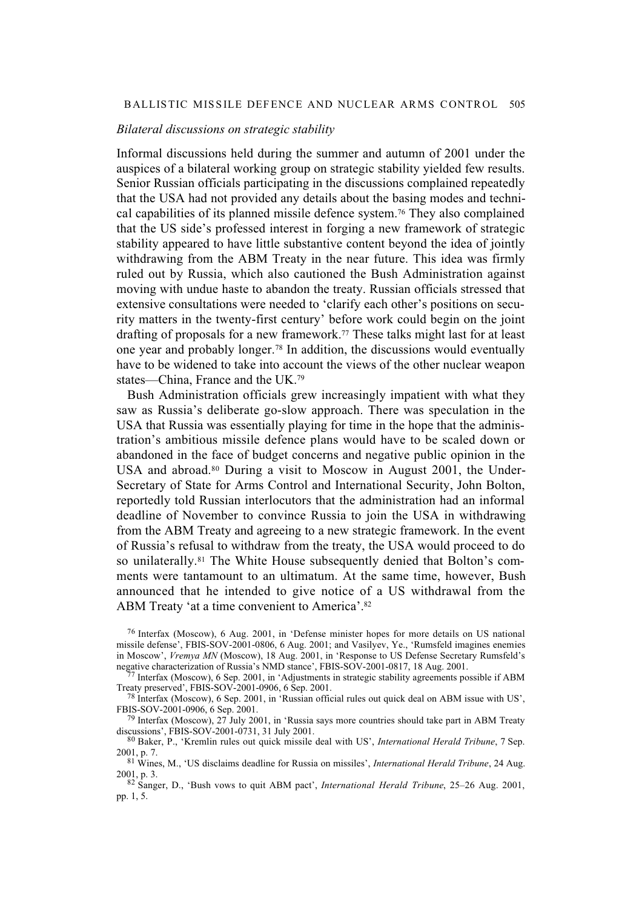*Bilateral discussions on strategic stability*

Informal discussions held during the summer and autumn of 2001 under the auspices of a bilateral working group on strategic stability yielded few results. Senior Russian officials participating in the discussions complained repeatedly that the USA had not provided any details about the basing modes and technical capabilities of its planned missile defence system.[76] They also complained that the US side's professed interest in forging a new framework of strategic stability appeared to have little substantive content beyond the idea of jointly withdrawing from the ABM Treaty in the near future. This idea was firmly ruled out by Russia, which also cautioned the Bush Administration against moving with undue haste to abandon the treaty. Russian officials stressed that extensive consultations were needed to 'clarify each other's positions on security matters in the twenty-first century' before work could begin on the joint drafting of proposals for a new framework.[77] These talks might last for at least one year and probably longer.[78] In addition, the discussions would eventually have to be widened to take into account the views of the other nuclear weapon states—China, France and the UK.[79]

Bush Administration officials grew increasingly impatient with what they saw as Russia's deliberate go-slow approach. There was speculation in the USA that Russia was essentially playing for time in the hope that the administration's ambitious missile defence plans would have to be scaled down or abandoned in the face of budget concerns and negative public opinion in the USA and abroad.[80] During a visit to Moscow in August 2001, the Under-Secretary of State for Arms Control and International Security, John Bolton, reportedly told Russian interlocutors that the administration had an informal deadline of November to convince Russia to join the USA in withdrawing from the ABM Treaty and agreeing to a new strategic framework. In the event of Russia's refusal to withdraw from the treaty, the USA would proceed to do so unilaterally.[81] The White House subsequently denied that Bolton's comments were tantamount to an ultimatum. At the same time, however, Bush announced that he intended to give notice of a US withdrawal from the ABM Treaty 'at a time convenient to America'.[82]

[76] Interfax (Moscow), 6 Aug. 2001, in 'Defense minister hopes for more details on US national missile defense', FBIS-SOV-2001-0806, 6 Aug. 2001; and Vasilyev, Ye., 'Rumsfeld imagines enemies in Moscow', *Vremya MN* (Moscow), 18 Aug. 2001, in 'Response to US Defense Secretary Rumsfeld's negative characterization of Russia's NMD stance', FBIS-SOV-2001-0817, 18 Aug. 2001.

[77] Interfax (Moscow), 6 Sep. 2001, in 'Adjustments in strategic stability agreements possible if ABM Treaty preserved', FBIS-SOV-2001-0906, 6 Sep. 2001.

[78] Interfax (Moscow), 6 Sep. 2001, in 'Russian official rules out quick deal on ABM issue with US', FBIS-SOV-2001-0906, 6 Sep. 2001.

[79] Interfax (Moscow), 27 July 2001, in 'Russia says more countries should take part in ABM Treaty discussions', FBIS-SOV-2001-0731, 31 July 2001.

[80] Baker, P., 'Kremlin rules out quick missile deal with US', *International Herald Tribune*, 7 Sep. 2001, p. 7.

[81] Wines, M., 'US disclaims deadline for Russia on missiles', *International Herald Tribune*, 24 Aug. 2001, p. 3.

[82] Sanger, D., 'Bush vows to quit ABM pact', *International Herald Tribune*, 25–26 Aug. 2001, pp. 1, 5.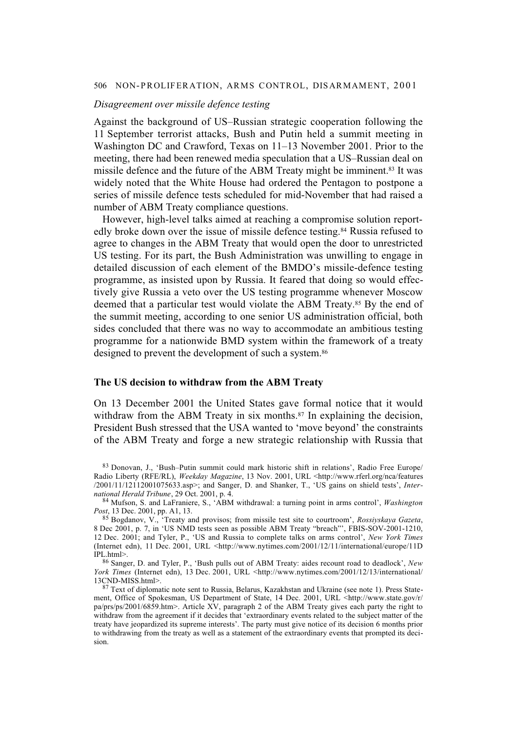*Disagreement over missile defence testing*

Against the background of US–Russian strategic cooperation following the 11 September terrorist attacks, Bush and Putin held a summit meeting in Washington DC and Crawford, Texas on 11–13 November 2001. Prior to the meeting, there had been renewed media speculation that a US–Russian deal on missile defence and the future of the ABM Treaty might be imminent.[83] It was widely noted that the White House had ordered the Pentagon to postpone a series of missile defence tests scheduled for mid-November that had raised a number of ABM Treaty compliance questions.

However, high-level talks aimed at reaching a compromise solution reportedly broke down over the issue of missile defence testing.[84] Russia refused to agree to changes in the ABM Treaty that would open the door to unrestricted US testing. For its part, the Bush Administration was unwilling to engage in detailed discussion of each element of the BMDO's missile-defence testing programme, as insisted upon by Russia. It feared that doing so would effectively give Russia a veto over the US testing programme whenever Moscow deemed that a particular test would violate the ABM Treaty.[85] By the end of the summit meeting, according to one senior US administration official, both sides concluded that there was no way to accommodate an ambitious testing programme for a nationwide BMD system within the framework of a treaty designed to prevent the development of such a system.[86]

## The US decision to withdraw from the ABM Treaty

On 13 December 2001 the United States gave formal notice that it would withdraw from the ABM Treaty in six months.[87] In explaining the decision, President Bush stressed that the USA wanted to 'move beyond' the constraints of the ABM Treaty and forge a new strategic relationship with Russia that

[83] Donovan, J., 'Bush–Putin summit could mark historic shift in relations', Radio Free Europe/Radio Liberty (RFE/RL), *Weekday Magazine*, 13 Nov. 2001, URL <http://www.rferl.org/nca/features/2001/11/12112001075633.asp>; and Sanger, D. and Shanker, T., 'US gains on shield tests', *International Herald Tribune*, 29 Oct. 2001, p. 4.

[84] Mufson, S. and LaFraniere, S., 'ABM withdrawal: a turning point in arms control', *Washington Post*, 13 Dec. 2001, pp. A1, 13.

[85] Bogdanov, V., 'Treaty and provisos; from missile test site to courtroom', *Rossiyskaya Gazeta*, 8 Dec 2001, p. 7, in 'US NMD tests seen as possible ABM Treaty "breach"', FBIS-SOV-2001-1210, 12 Dec. 2001; and Tyler, P., 'US and Russia to complete talks on arms control', *New York Times* (Internet edn), 11 Dec. 2001, URL <http://www.nytimes.com/2001/12/11/international/europe/11DIPL.html>.

[86] Sanger, D. and Tyler, P., 'Bush pulls out of ABM Treaty: aides recount road to deadlock', *New York Times* (Internet edn), 13 Dec. 2001, URL <http://www.nytimes.com/2001/12/13/international/13CND-MISS.html>.

[87] Text of diplomatic note sent to Russia, Belarus, Kazakhstan and Ukraine (see note 1). Press Statement, Office of Spokesman, US Department of State, 14 Dec. 2001, URL <http://www.state.gov/r/pa/prs/ps/2001/6859.htm>. Article XV, paragraph 2 of the ABM Treaty gives each party the right to withdraw from the agreement if it decides that 'extraordinary events related to the subject matter of the treaty have jeopardized its supreme interests'. The party must give notice of its decision 6 months prior to withdrawing from the treaty as well as a statement of the extraordinary events that prompted its decision.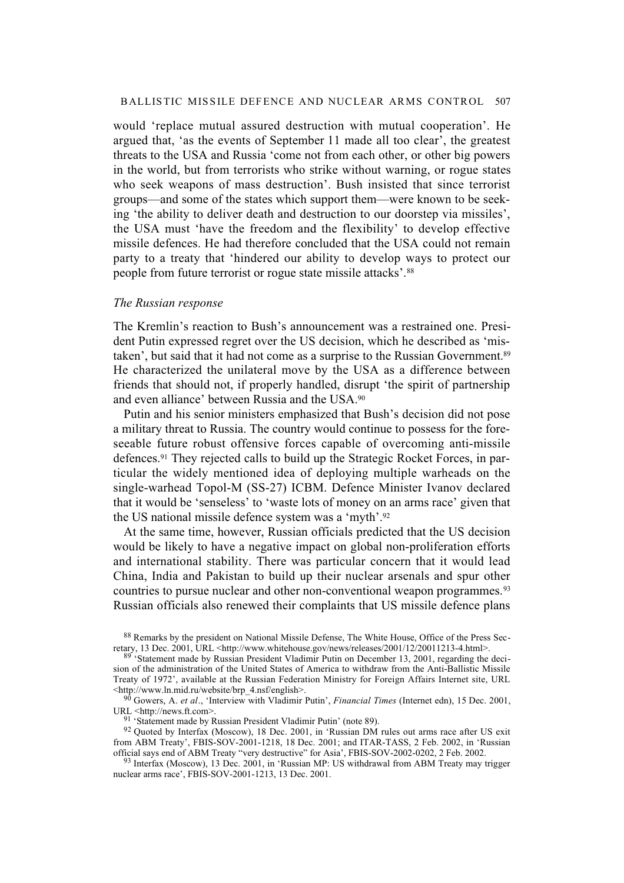would 'replace mutual assured destruction with mutual cooperation'. He argued that, 'as the events of September 11 made all too clear', the greatest threats to the USA and Russia 'come not from each other, or other big powers in the world, but from terrorists who strike without warning, or rogue states who seek weapons of mass destruction'. Bush insisted that since terrorist groups—and some of the states which support them—were known to be seeking 'the ability to deliver death and destruction to our doorstep via missiles', the USA must 'have the freedom and the flexibility' to develop effective missile defences. He had therefore concluded that the USA could not remain party to a treaty that 'hindered our ability to develop ways to protect our people from future terrorist or rogue state missile attacks'.[88]

*The Russian response*

The Kremlin's reaction to Bush's announcement was a restrained one. President Putin expressed regret over the US decision, which he described as 'mistaken', but said that it had not come as a surprise to the Russian Government.[89] He characterized the unilateral move by the USA as a difference between friends that should not, if properly handled, disrupt 'the spirit of partnership and even alliance' between Russia and the USA.[90]

Putin and his senior ministers emphasized that Bush's decision did not pose a military threat to Russia. The country would continue to possess for the foreseeable future robust offensive forces capable of overcoming anti-missile defences.[91] They rejected calls to build up the Strategic Rocket Forces, in particular the widely mentioned idea of deploying multiple warheads on the single-warhead Topol-M (SS-27) ICBM. Defence Minister Ivanov declared that it would be 'senseless' to 'waste lots of money on an arms race' given that the US national missile defence system was a 'myth'.[92]

At the same time, however, Russian officials predicted that the US decision would be likely to have a negative impact on global non-proliferation efforts and international stability. There was particular concern that it would lead China, India and Pakistan to build up their nuclear arsenals and spur other countries to pursue nuclear and other non-conventional weapon programmes.[93] Russian officials also renewed their complaints that US missile defence plans

[88] Remarks by the president on National Missile Defense, The White House, Office of the Press Secretary, 13 Dec. 2001, URL <http://www.whitehouse.gov/news/releases/2001/12/20011213-4.html>.

[89] 'Statement made by Russian President Vladimir Putin on December 13, 2001, regarding the decision of the administration of the United States of America to withdraw from the Anti-Ballistic Missile Treaty of 1972', available at the Russian Federation Ministry for Foreign Affairs Internet site, URL <http://www.ln.mid.ru/website/brp_4.nsf/english>.

[90] Gowers, A. *et al*., 'Interview with Vladimir Putin', *Financial Times* (Internet edn), 15 Dec. 2001, URL <http://news.ft.com>.

[91] 'Statement made by Russian President Vladimir Putin' (note 89).

[92] Quoted by Interfax (Moscow), 18 Dec. 2001, in 'Russian DM rules out arms race after US exit from ABM Treaty', FBIS-SOV-2001-1218, 18 Dec. 2001; and ITAR-TASS, 2 Feb. 2002, in 'Russian official says end of ABM Treaty "very destructive" for Asia', FBIS-SOV-2002-0202, 2 Feb. 2002.

[93] Interfax (Moscow), 13 Dec. 2001, in 'Russian MP: US withdrawal from ABM Treaty may trigger nuclear arms race', FBIS-SOV-2001-1213, 13 Dec. 2001.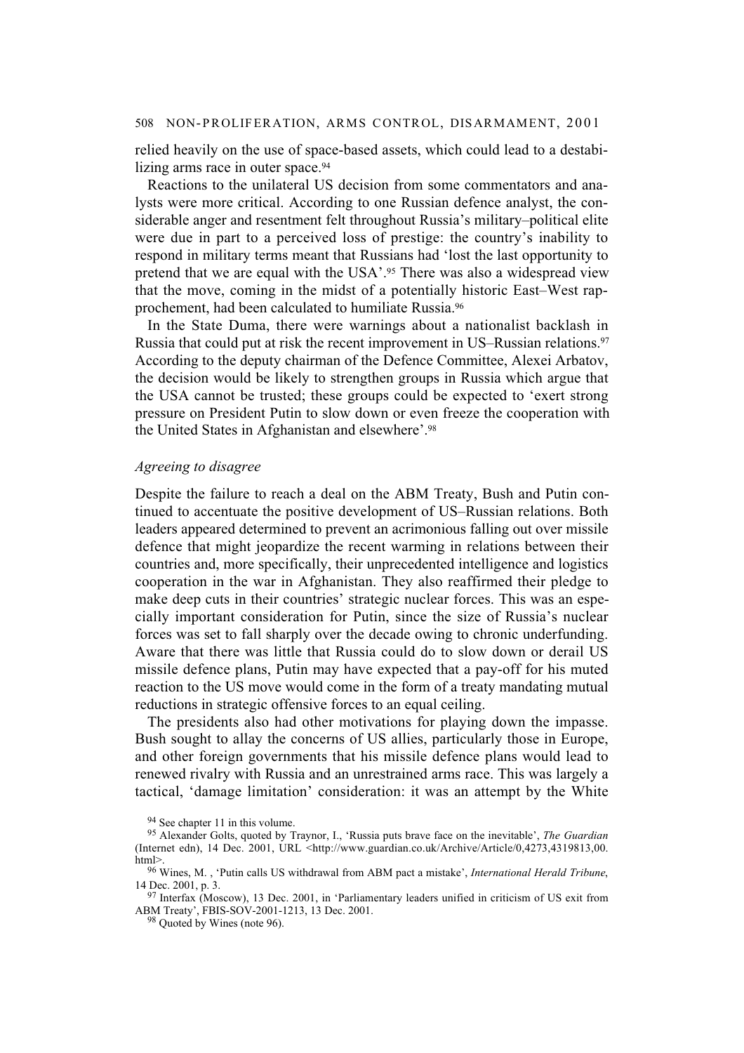relied heavily on the use of space-based assets, which could lead to a destabilizing arms race in outer space.[94]

Reactions to the unilateral US decision from some commentators and analysts were more critical. According to one Russian defence analyst, the considerable anger and resentment felt throughout Russia's military–political elite were due in part to a perceived loss of prestige: the country's inability to respond in military terms meant that Russians had 'lost the last opportunity to pretend that we are equal with the USA'.[95] There was also a widespread view that the move, coming in the midst of a potentially historic East–West rapprochement, had been calculated to humiliate Russia.[96]

In the State Duma, there were warnings about a nationalist backlash in Russia that could put at risk the recent improvement in US–Russian relations.[97] According to the deputy chairman of the Defence Committee, Alexei Arbatov, the decision would be likely to strengthen groups in Russia which argue that the USA cannot be trusted; these groups could be expected to 'exert strong pressure on President Putin to slow down or even freeze the cooperation with the United States in Afghanistan and elsewhere'.[98]

### *Agreeing to disagree*

Despite the failure to reach a deal on the ABM Treaty, Bush and Putin continued to accentuate the positive development of US–Russian relations. Both leaders appeared determined to prevent an acrimonious falling out over missile defence that might jeopardize the recent warming in relations between their countries and, more specifically, their unprecedented intelligence and logistics cooperation in the war in Afghanistan. They also reaffirmed their pledge to make deep cuts in their countries' strategic nuclear forces. This was an especially important consideration for Putin, since the size of Russia's nuclear forces was set to fall sharply over the decade owing to chronic underfunding. Aware that there was little that Russia could do to slow down or derail US missile defence plans, Putin may have expected that a pay-off for his muted reaction to the US move would come in the form of a treaty mandating mutual reductions in strategic offensive forces to an equal ceiling.

The presidents also had other motivations for playing down the impasse. Bush sought to allay the concerns of US allies, particularly those in Europe, and other foreign governments that his missile defence plans would lead to renewed rivalry with Russia and an unrestrained arms race. This was largely a tactical, 'damage limitation' consideration: it was an attempt by the White

[94] See chapter 11 in this volume.

[95] Alexander Golts, quoted by Traynor, I., 'Russia puts brave face on the inevitable', *The Guardian* (Internet edn), 14 Dec. 2001, URL <http://www.guardian.co.uk/Archive/Article/0,4273,4319813,00.html>.

[96] Wines, M. , 'Putin calls US withdrawal from ABM pact a mistake', *International Herald Tribune*, 14 Dec. 2001, p. 3.

[97] Interfax (Moscow), 13 Dec. 2001, in 'Parliamentary leaders unified in criticism of US exit from ABM Treaty', FBIS-SOV-2001-1213, 13 Dec. 2001.

[98] Quoted by Wines (note 96).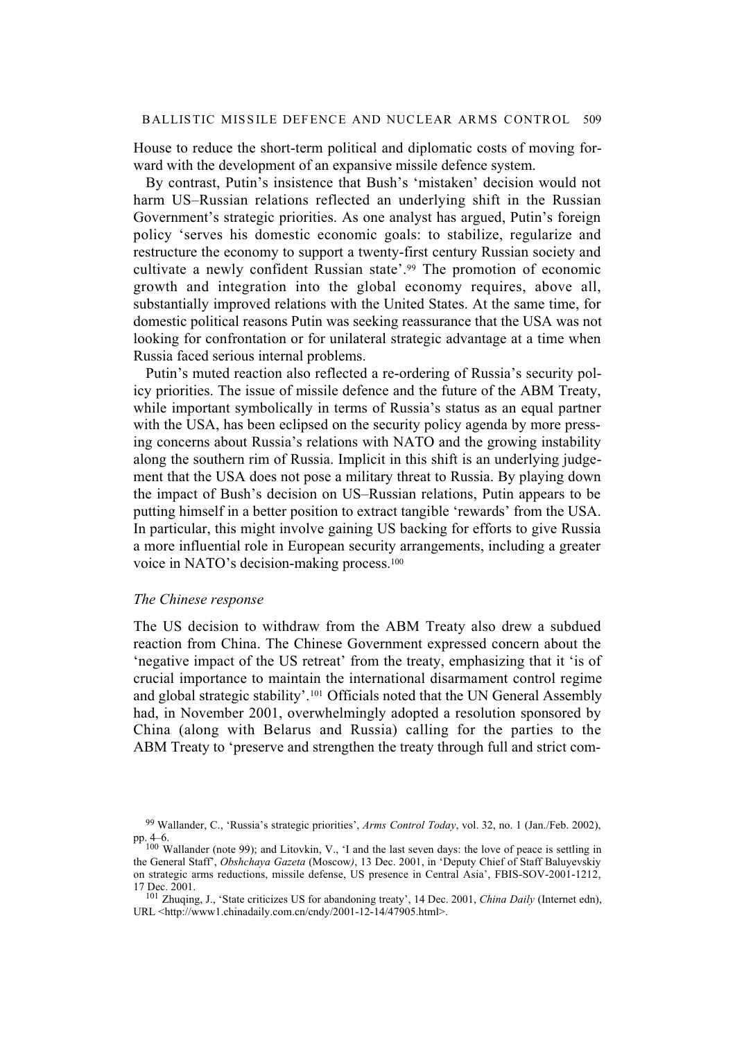House to reduce the short-term political and diplomatic costs of moving forward with the development of an expansive missile defence system.

By contrast, Putin's insistence that Bush's 'mistaken' decision would not harm US–Russian relations reflected an underlying shift in the Russian Government's strategic priorities. As one analyst has argued, Putin's foreign policy 'serves his domestic economic goals: to stabilize, regularize and restructure the economy to support a twenty-first century Russian society and cultivate a newly confident Russian state'.[99] The promotion of economic growth and integration into the global economy requires, above all, substantially improved relations with the United States. At the same time, for domestic political reasons Putin was seeking reassurance that the USA was not looking for confrontation or for unilateral strategic advantage at a time when Russia faced serious internal problems.

Putin's muted reaction also reflected a re-ordering of Russia's security policy priorities. The issue of missile defence and the future of the ABM Treaty, while important symbolically in terms of Russia's status as an equal partner with the USA, has been eclipsed on the security policy agenda by more pressing concerns about Russia's relations with NATO and the growing instability along the southern rim of Russia. Implicit in this shift is an underlying judgement that the USA does not pose a military threat to Russia. By playing down the impact of Bush's decision on US–Russian relations, Putin appears to be putting himself in a better position to extract tangible 'rewards' from the USA. In particular, this might involve gaining US backing for efforts to give Russia a more influential role in European security arrangements, including a greater voice in NATO's decision-making process.[100]

### *The Chinese response*

The US decision to withdraw from the ABM Treaty also drew a subdued reaction from China. The Chinese Government expressed concern about the 'negative impact of the US retreat' from the treaty, emphasizing that it 'is of crucial importance to maintain the international disarmament control regime and global strategic stability'.[101] Officials noted that the UN General Assembly had, in November 2001, overwhelmingly adopted a resolution sponsored by China (along with Belarus and Russia) calling for the parties to the ABM Treaty to 'preserve and strengthen the treaty through full and strict com-

---

[99] Wallander, C., 'Russia's strategic priorities', *Arms Control Today*, vol. 32, no. 1 (Jan./Feb. 2002), pp. 4–6.

[100] Wallander (note 99); and Litovkin, V., 'I and the last seven days: the love of peace is settling in the General Staff', *Obshchaya Gazeta* (Moscow), 13 Dec. 2001, in 'Deputy Chief of Staff Baluyevskiy on strategic arms reductions, missile defense, US presence in Central Asia', FBIS-SOV-2001-1212, 17 Dec. 2001.

[101] Zhuqing, J., 'State criticizes US for abandoning treaty', 14 Dec. 2001, *China Daily* (Internet edn), URL <http://www1.chinadaily.com.cn/cndy/2001-12-14/47905.html>.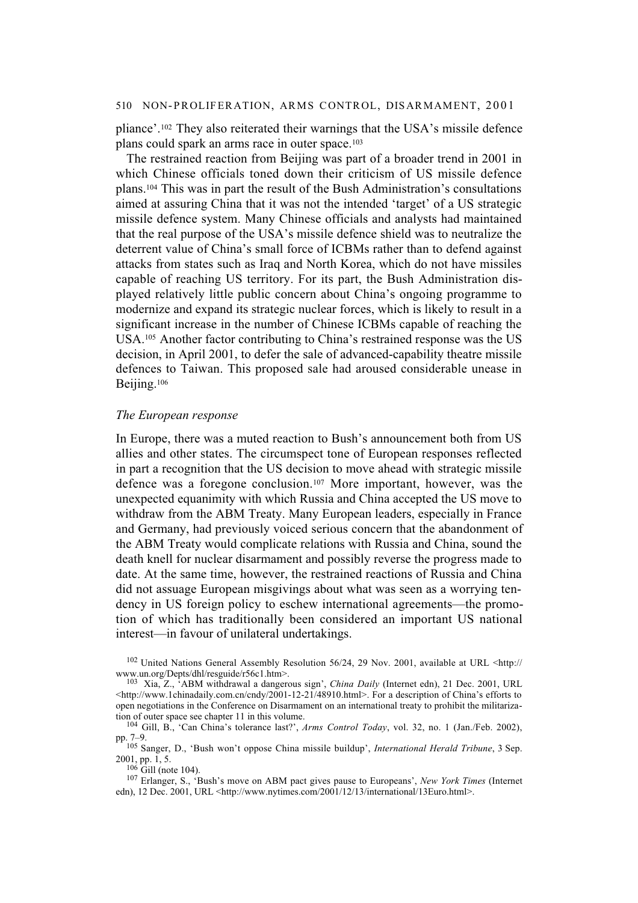pliance'.[102] They also reiterated their warnings that the USA's missile defence plans could spark an arms race in outer space.[103]

The restrained reaction from Beijing was part of a broader trend in 2001 in which Chinese officials toned down their criticism of US missile defence plans.[104] This was in part the result of the Bush Administration's consultations aimed at assuring China that it was not the intended 'target' of a US strategic missile defence system. Many Chinese officials and analysts had maintained that the real purpose of the USA's missile defence shield was to neutralize the deterrent value of China's small force of ICBMs rather than to defend against attacks from states such as Iraq and North Korea, which do not have missiles capable of reaching US territory. For its part, the Bush Administration displayed relatively little public concern about China's ongoing programme to modernize and expand its strategic nuclear forces, which is likely to result in a significant increase in the number of Chinese ICBMs capable of reaching the USA.[105] Another factor contributing to China's restrained response was the US decision, in April 2001, to defer the sale of advanced-capability theatre missile defences to Taiwan. This proposed sale had aroused considerable unease in Beijing.[106]

*The European response*

In Europe, there was a muted reaction to Bush's announcement both from US allies and other states. The circumspect tone of European responses reflected in part a recognition that the US decision to move ahead with strategic missile defence was a foregone conclusion.[107] More important, however, was the unexpected equanimity with which Russia and China accepted the US move to withdraw from the ABM Treaty. Many European leaders, especially in France and Germany, had previously voiced serious concern that the abandonment of the ABM Treaty would complicate relations with Russia and China, sound the death knell for nuclear disarmament and possibly reverse the progress made to date. At the same time, however, the restrained reactions of Russia and China did not assuage European misgivings about what was seen as a worrying tendency in US foreign policy to eschew international agreements—the promotion of which has traditionally been considered an important US national interest—in favour of unilateral undertakings.

[102] United Nations General Assembly Resolution 56/24, 29 Nov. 2001, available at URL <http://www.un.org/Depts/dhl/resguide/r56c1.htm>.

[103] Xia, Z., 'ABM withdrawal a dangerous sign', *China Daily* (Internet edn), 21 Dec. 2001, URL <http://www.1chinadaily.com.cn/cndy/2001-12-21/48910.html>. For a description of China's efforts to open negotiations in the Conference on Disarmament on an international treaty to prohibit the militarization of outer space see chapter 11 in this volume.

[104] Gill, B., 'Can China's tolerance last?', *Arms Control Today*, vol. 32, no. 1 (Jan./Feb. 2002), pp. 7–9.

[105] Sanger, D., 'Bush won't oppose China missile buildup', *International Herald Tribune*, 3 Sep. 2001, pp. 1, 5.

[106] Gill (note 104).

[107] Erlanger, S., 'Bush's move on ABM pact gives pause to Europeans', *New York Times* (Internet edn), 12 Dec. 2001, URL <http://www.nytimes.com/2001/12/13/international/13Euro.html>.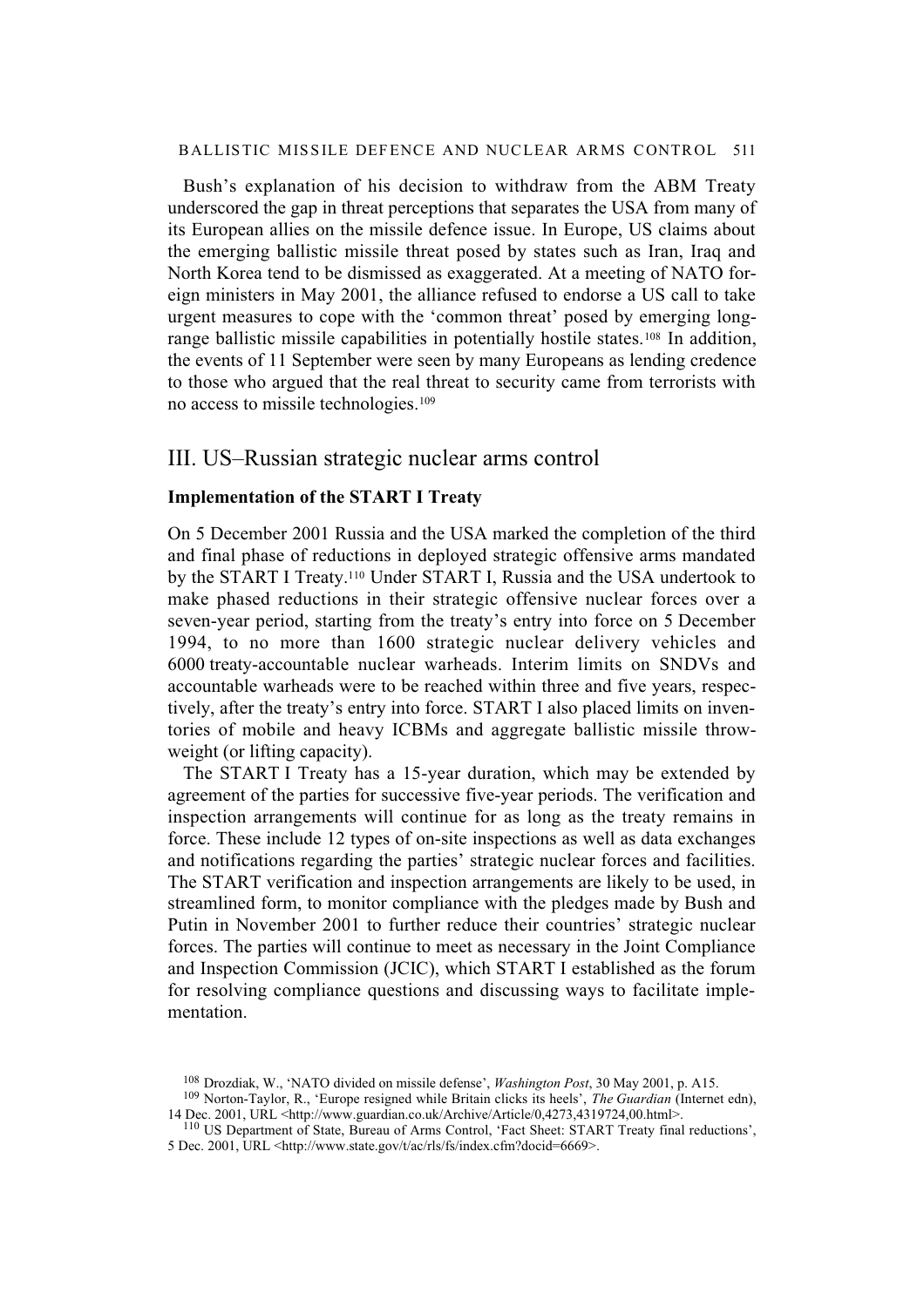Bush's explanation of his decision to withdraw from the ABM Treaty underscored the gap in threat perceptions that separates the USA from many of its European allies on the missile defence issue. In Europe, US claims about the emerging ballistic missile threat posed by states such as Iran, Iraq and North Korea tend to be dismissed as exaggerated. At a meeting of NATO foreign ministers in May 2001, the alliance refused to endorse a US call to take urgent measures to cope with the 'common threat' posed by emerging long-range ballistic missile capabilities in potentially hostile states.[108] In addition, the events of 11 September were seen by many Europeans as lending credence to those who argued that the real threat to security came from terrorists with no access to missile technologies.[109]

## III. US–Russian strategic nuclear arms control

### Implementation of the START I Treaty

On 5 December 2001 Russia and the USA marked the completion of the third and final phase of reductions in deployed strategic offensive arms mandated by the START I Treaty.[110] Under START I, Russia and the USA undertook to make phased reductions in their strategic offensive nuclear forces over a seven-year period, starting from the treaty's entry into force on 5 December 1994, to no more than 1600 strategic nuclear delivery vehicles and 6000 treaty-accountable nuclear warheads. Interim limits on SNDVs and accountable warheads were to be reached within three and five years, respectively, after the treaty's entry into force. START I also placed limits on inventories of mobile and heavy ICBMs and aggregate ballistic missile throw-weight (or lifting capacity).

The START I Treaty has a 15-year duration, which may be extended by agreement of the parties for successive five-year periods. The verification and inspection arrangements will continue for as long as the treaty remains in force. These include 12 types of on-site inspections as well as data exchanges and notifications regarding the parties' strategic nuclear forces and facilities. The START verification and inspection arrangements are likely to be used, in streamlined form, to monitor compliance with the pledges made by Bush and Putin in November 2001 to further reduce their countries' strategic nuclear forces. The parties will continue to meet as necessary in the Joint Compliance and Inspection Commission (JCIC), which START I established as the forum for resolving compliance questions and discussing ways to facilitate implementation.

---

[108] Drozdiak, W., 'NATO divided on missile defense', *Washington Post*, 30 May 2001, p. A15.

[109] Norton-Taylor, R., 'Europe resigned while Britain clicks its heels', *The Guardian* (Internet edn), 14 Dec. 2001, URL <http://www.guardian.co.uk/Archive/Article/0,4273,4319724,00.html>.

[110] US Department of State, Bureau of Arms Control, 'Fact Sheet: START Treaty final reductions', 5 Dec. 2001, URL <http://www.state.gov/t/ac/rls/fs/index.cfm?docid=6669>.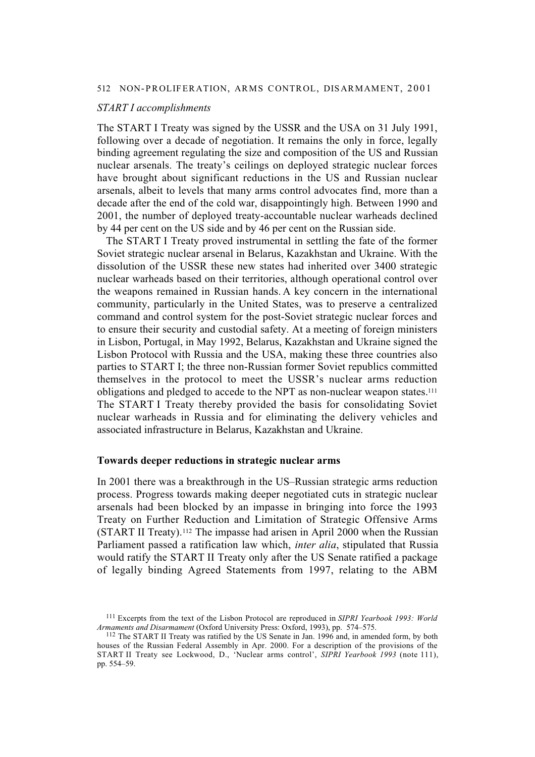*START I accomplishments*

The START I Treaty was signed by the USSR and the USA on 31 July 1991, following over a decade of negotiation. It remains the only in force, legally binding agreement regulating the size and composition of the US and Russian nuclear arsenals. The treaty's ceilings on deployed strategic nuclear forces have brought about significant reductions in the US and Russian nuclear arsenals, albeit to levels that many arms control advocates find, more than a decade after the end of the cold war, disappointingly high. Between 1990 and 2001, the number of deployed treaty-accountable nuclear warheads declined by 44 per cent on the US side and by 46 per cent on the Russian side.

The START I Treaty proved instrumental in settling the fate of the former Soviet strategic nuclear arsenal in Belarus, Kazakhstan and Ukraine. With the dissolution of the USSR these new states had inherited over 3400 strategic nuclear warheads based on their territories, although operational control over the weapons remained in Russian hands. A key concern in the international community, particularly in the United States, was to preserve a centralized command and control system for the post-Soviet strategic nuclear forces and to ensure their security and custodial safety. At a meeting of foreign ministers in Lisbon, Portugal, in May 1992, Belarus, Kazakhstan and Ukraine signed the Lisbon Protocol with Russia and the USA, making these three countries also parties to START I; the three non-Russian former Soviet republics committed themselves in the protocol to meet the USSR's nuclear arms reduction obligations and pledged to accede to the NPT as non-nuclear weapon states.[111] The START I Treaty thereby provided the basis for consolidating Soviet nuclear warheads in Russia and for eliminating the delivery vehicles and associated infrastructure in Belarus, Kazakhstan and Ukraine.

## Towards deeper reductions in strategic nuclear arms

In 2001 there was a breakthrough in the US–Russian strategic arms reduction process. Progress towards making deeper negotiated cuts in strategic nuclear arsenals had been blocked by an impasse in bringing into force the 1993 Treaty on Further Reduction and Limitation of Strategic Offensive Arms (START II Treaty).[112] The impasse had arisen in April 2000 when the Russian Parliament passed a ratification law which, *inter alia*, stipulated that Russia would ratify the START II Treaty only after the US Senate ratified a package of legally binding Agreed Statements from 1997, relating to the ABM

[111] Excerpts from the text of the Lisbon Protocol are reproduced in *SIPRI Yearbook 1993: World Armaments and Disarmament* (Oxford University Press: Oxford, 1993), pp. 574–575.

[112] The START II Treaty was ratified by the US Senate in Jan. 1996 and, in amended form, by both houses of the Russian Federal Assembly in Apr. 2000. For a description of the provisions of the START II Treaty see Lockwood, D., 'Nuclear arms control', *SIPRI Yearbook 1993* (note 111), pp. 554–59.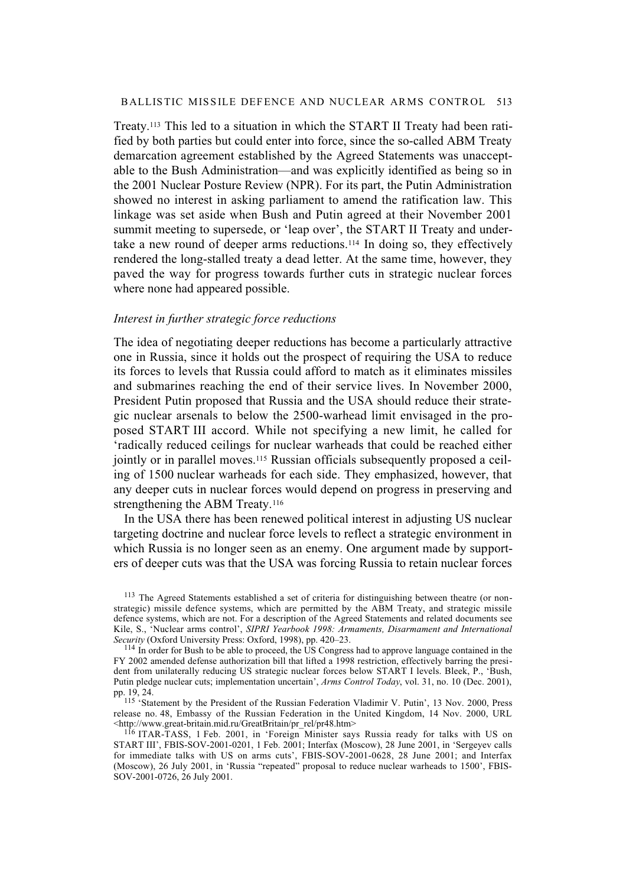Treaty.[113] This led to a situation in which the START II Treaty had been ratified by both parties but could enter into force, since the so-called ABM Treaty demarcation agreement established by the Agreed Statements was unacceptable to the Bush Administration—and was explicitly identified as being so in the 2001 Nuclear Posture Review (NPR). For its part, the Putin Administration showed no interest in asking parliament to amend the ratification law. This linkage was set aside when Bush and Putin agreed at their November 2001 summit meeting to supersede, or 'leap over', the START II Treaty and undertake a new round of deeper arms reductions.[114] In doing so, they effectively rendered the long-stalled treaty a dead letter. At the same time, however, they paved the way for progress towards further cuts in strategic nuclear forces where none had appeared possible.

### *Interest in further strategic force reductions*

The idea of negotiating deeper reductions has become a particularly attractive one in Russia, since it holds out the prospect of requiring the USA to reduce its forces to levels that Russia could afford to match as it eliminates missiles and submarines reaching the end of their service lives. In November 2000, President Putin proposed that Russia and the USA should reduce their strategic nuclear arsenals to below the 2500-warhead limit envisaged in the proposed START III accord. While not specifying a new limit, he called for 'radically reduced ceilings for nuclear warheads that could be reached either jointly or in parallel moves.[115] Russian officials subsequently proposed a ceiling of 1500 nuclear warheads for each side. They emphasized, however, that any deeper cuts in nuclear forces would depend on progress in preserving and strengthening the ABM Treaty.[116]

In the USA there has been renewed political interest in adjusting US nuclear targeting doctrine and nuclear force levels to reflect a strategic environment in which Russia is no longer seen as an enemy. One argument made by supporters of deeper cuts was that the USA was forcing Russia to retain nuclear forces

[113] The Agreed Statements established a set of criteria for distinguishing between theatre (or non-strategic) missile defence systems, which are permitted by the ABM Treaty, and strategic missile defence systems, which are not. For a description of the Agreed Statements and related documents see Kile, S., 'Nuclear arms control', *SIPRI Yearbook 1998: Armaments, Disarmament and International Security* (Oxford University Press: Oxford, 1998), pp. 420–23.

[114] In order for Bush to be able to proceed, the US Congress had to approve language contained in the FY 2002 amended defense authorization bill that lifted a 1998 restriction, effectively barring the president from unilaterally reducing US strategic nuclear forces below START I levels. Bleek, P., 'Bush, Putin pledge nuclear cuts; implementation uncertain', *Arms Control Today*, vol. 31, no. 10 (Dec. 2001), pp. 19, 24.

[115] 'Statement by the President of the Russian Federation Vladimir V. Putin', 13 Nov. 2000, Press release no. 48, Embassy of the Russian Federation in the United Kingdom, 14 Nov. 2000, URL <http://www.great-britain.mid.ru/GreatBritain/pr_rel/pr48.htm>

[116] ITAR-TASS, 1 Feb. 2001, in 'Foreign Minister says Russia ready for talks with US on START III', FBIS-SOV-2001-0201, 1 Feb. 2001; Interfax (Moscow), 28 June 2001, in 'Sergeyev calls for immediate talks with US on arms cuts', FBIS-SOV-2001-0628, 28 June 2001; and Interfax (Moscow), 26 July 2001, in 'Russia "repeated" proposal to reduce nuclear warheads to 1500', FBIS-SOV-2001-0726, 26 July 2001.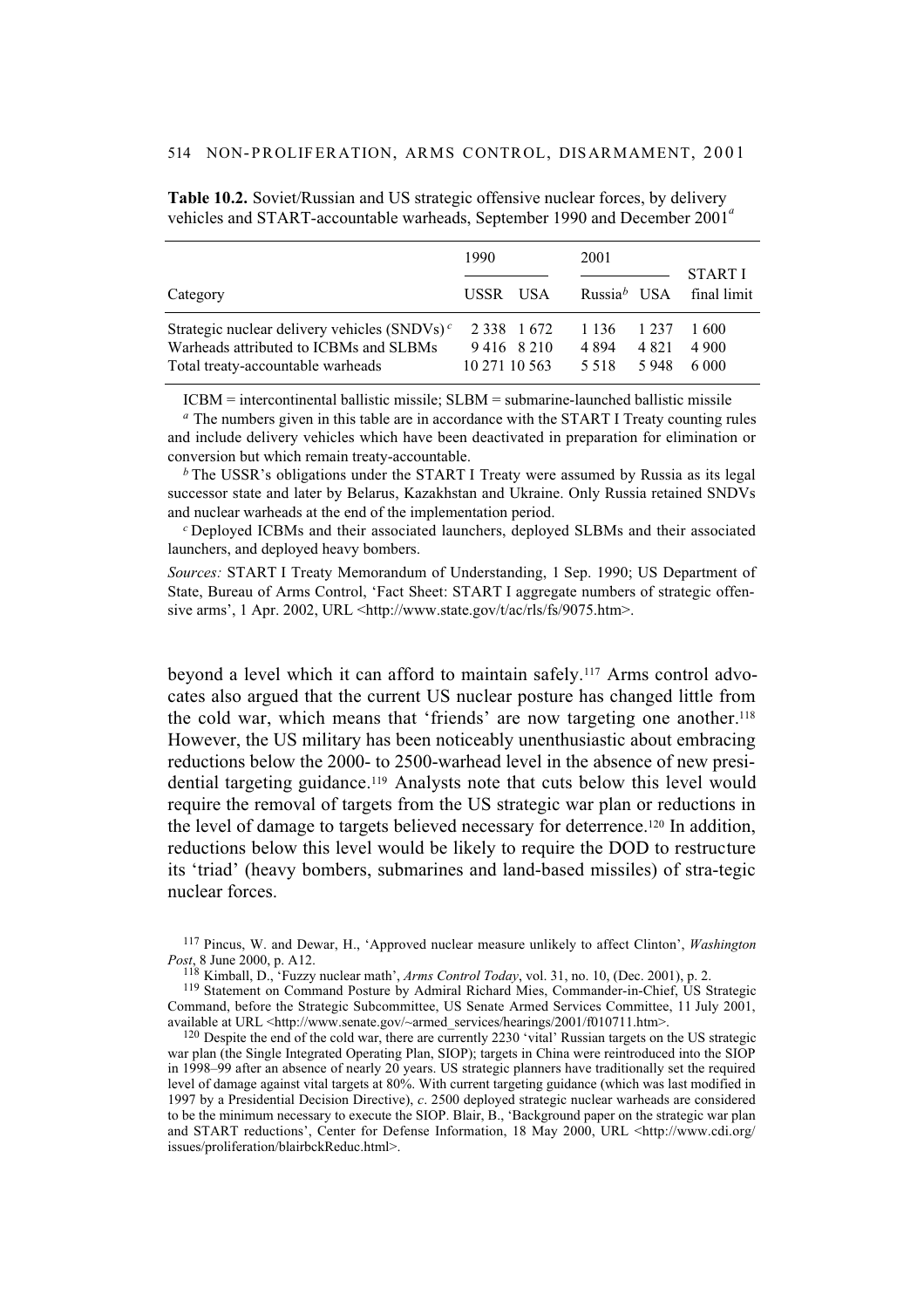**Table 10.2.** Soviet/Russian and US strategic offensive nuclear forces, by delivery vehicles and START-accountable warheads, September 1990 and December 2001[a]

| | 1990 | | 2001 | | |
|---|---|---|---|---|---|
| Category | USSR | USA | Russia[b] | USA | START I final limit |
| Strategic nuclear delivery vehicles (SNDVs)[c] | 2 338 | 1 672 | 1 136 | 1 237 | 1 600 |
| Warheads attributed to ICBMs and SLBMs | 9 416 | 8 210 | 4 894 | 4 821 | 4 900 |
| Total treaty-accountable warheads | 10 271 | 10 563 | 5 518 | 5 948 | 6 000 |

ICBM = intercontinental ballistic missile; SLBM = submarine-launched ballistic missile

[a] The numbers given in this table are in accordance with the START I Treaty counting rules and include delivery vehicles which have been deactivated in preparation for elimination or conversion but which remain treaty-accountable.

[b] The USSR's obligations under the START I Treaty were assumed by Russia as its legal successor state and later by Belarus, Kazakhstan and Ukraine. Only Russia retained SNDVs and nuclear warheads at the end of the implementation period.

[c] Deployed ICBMs and their associated launchers, deployed SLBMs and their associated launchers, and deployed heavy bombers.

*Sources:* START I Treaty Memorandum of Understanding, 1 Sep. 1990; US Department of State, Bureau of Arms Control, 'Fact Sheet: START I aggregate numbers of strategic offensive arms', 1 Apr. 2002, URL <http://www.state.gov/t/ac/rls/fs/9075.htm>.

beyond a level which it can afford to maintain safely.[117] Arms control advocates also argued that the current US nuclear posture has changed little from the cold war, which means that 'friends' are now targeting one another.[118] However, the US military has been noticeably unenthusiastic about embracing reductions below the 2000- to 2500-warhead level in the absence of new presidential targeting guidance.[119] Analysts note that cuts below this level would require the removal of targets from the US strategic war plan or reductions in the level of damage to targets believed necessary for deterrence.[120] In addition, reductions below this level would be likely to require the DOD to restructure its 'triad' (heavy bombers, submarines and land-based missiles) of stra-tegic nuclear forces.

[117] Pincus, W. and Dewar, H., 'Approved nuclear measure unlikely to affect Clinton', *Washington Post*, 8 June 2000, p. A12.

[118] Kimball, D., 'Fuzzy nuclear math', *Arms Control Today*, vol. 31, no. 10, (Dec. 2001), p. 2.

[119] Statement on Command Posture by Admiral Richard Mies, Commander-in-Chief, US Strategic Command, before the Strategic Subcommittee, US Senate Armed Services Committee, 11 July 2001, available at URL <http://www.senate.gov/~armed_services/hearings/2001/f010711.htm>.

[120] Despite the end of the cold war, there are currently 2230 'vital' Russian targets on the US strategic war plan (the Single Integrated Operating Plan, SIOP); targets in China were reintroduced into the SIOP in 1998–99 after an absence of nearly 20 years. US strategic planners have traditionally set the required level of damage against vital targets at 80%. With current targeting guidance (which was last modified in 1997 by a Presidential Decision Directive), *c*. 2500 deployed strategic nuclear warheads are considered to be the minimum necessary to execute the SIOP. Blair, B., 'Background paper on the strategic war plan and START reductions', Center for Defense Information, 18 May 2000, URL <http://www.cdi.org/issues/proliferation/blairbckReduc.html>.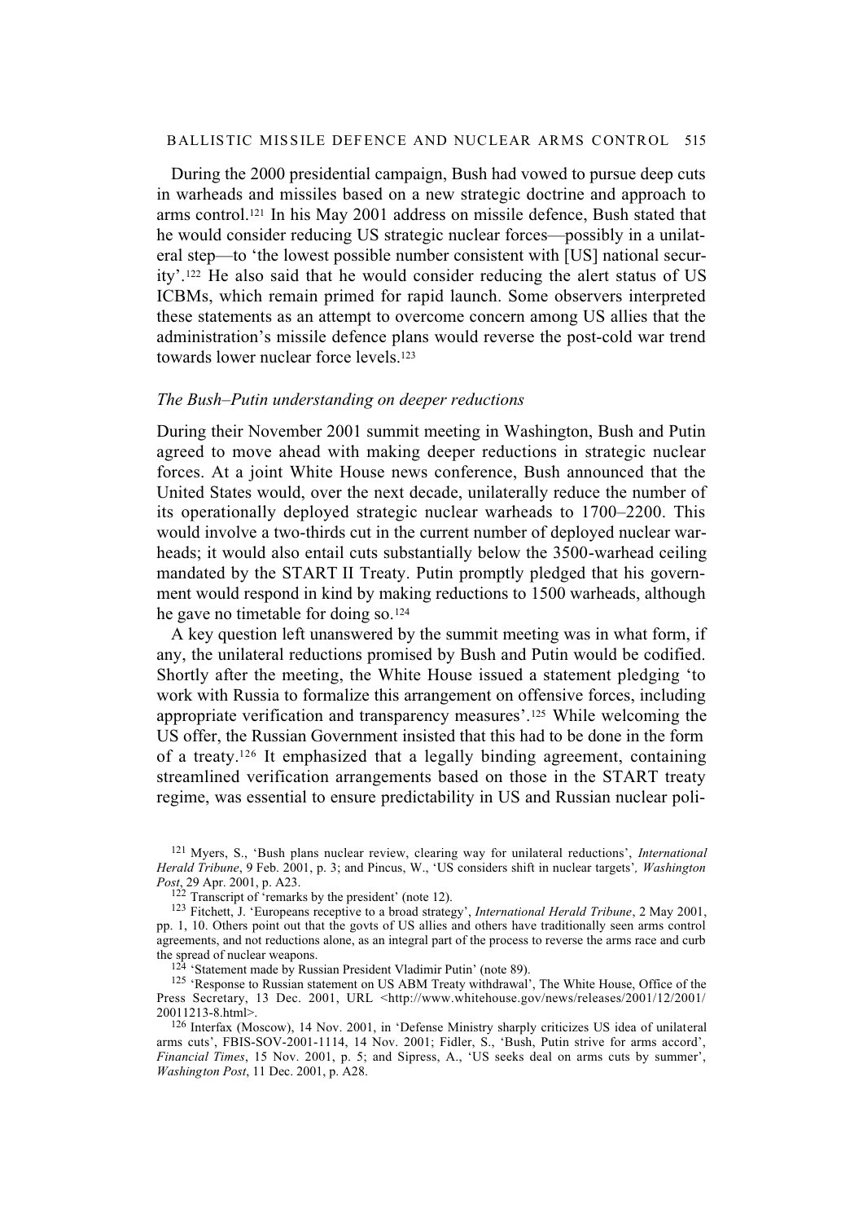During the 2000 presidential campaign, Bush had vowed to pursue deep cuts in warheads and missiles based on a new strategic doctrine and approach to arms control.[121] In his May 2001 address on missile defence, Bush stated that he would consider reducing US strategic nuclear forces—possibly in a unilateral step—to 'the lowest possible number consistent with [US] national security'.[122] He also said that he would consider reducing the alert status of US ICBMs, which remain primed for rapid launch. Some observers interpreted these statements as an attempt to overcome concern among US allies that the administration's missile defence plans would reverse the post-cold war trend towards lower nuclear force levels.[123]

### *The Bush–Putin understanding on deeper reductions*

During their November 2001 summit meeting in Washington, Bush and Putin agreed to move ahead with making deeper reductions in strategic nuclear forces. At a joint White House news conference, Bush announced that the United States would, over the next decade, unilaterally reduce the number of its operationally deployed strategic nuclear warheads to 1700–2200. This would involve a two-thirds cut in the current number of deployed nuclear warheads; it would also entail cuts substantially below the 3500-warhead ceiling mandated by the START II Treaty. Putin promptly pledged that his government would respond in kind by making reductions to 1500 warheads, although he gave no timetable for doing so.[124]

A key question left unanswered by the summit meeting was in what form, if any, the unilateral reductions promised by Bush and Putin would be codified. Shortly after the meeting, the White House issued a statement pledging 'to work with Russia to formalize this arrangement on offensive forces, including appropriate verification and transparency measures'.[125] While welcoming the US offer, the Russian Government insisted that this had to be done in the form of a treaty.[126] It emphasized that a legally binding agreement, containing streamlined verification arrangements based on those in the START treaty regime, was essential to ensure predictability in US and Russian nuclear poli-

[121] Myers, S., 'Bush plans nuclear review, clearing way for unilateral reductions', *International Herald Tribune*, 9 Feb. 2001, p. 3; and Pincus, W., 'US considers shift in nuclear targets', *Washington Post*, 29 Apr. 2001, p. A23.

[122] Transcript of 'remarks by the president' (note 12).

[123] Fitchett, J. 'Europeans receptive to a broad strategy', *International Herald Tribune*, 2 May 2001, pp. 1, 10. Others point out that the govts of US allies and others have traditionally seen arms control agreements, and not reductions alone, as an integral part of the process to reverse the arms race and curb the spread of nuclear weapons.

[124] 'Statement made by Russian President Vladimir Putin' (note 89).

[125] 'Response to Russian statement on US ABM Treaty withdrawal', The White House, Office of the Press Secretary, 13 Dec. 2001, URL <http://www.whitehouse.gov/news/releases/2001/12/2001/20011213-8.html>.

[126] Interfax (Moscow), 14 Nov. 2001, in 'Defense Ministry sharply criticizes US idea of unilateral arms cuts', FBIS-SOV-2001-1114, 14 Nov. 2001; Fidler, S., 'Bush, Putin strive for arms accord', *Financial Times*, 15 Nov. 2001, p. 5; and Sipress, A., 'US seeks deal on arms cuts by summer', *Washington Post*, 11 Dec. 2001, p. A28.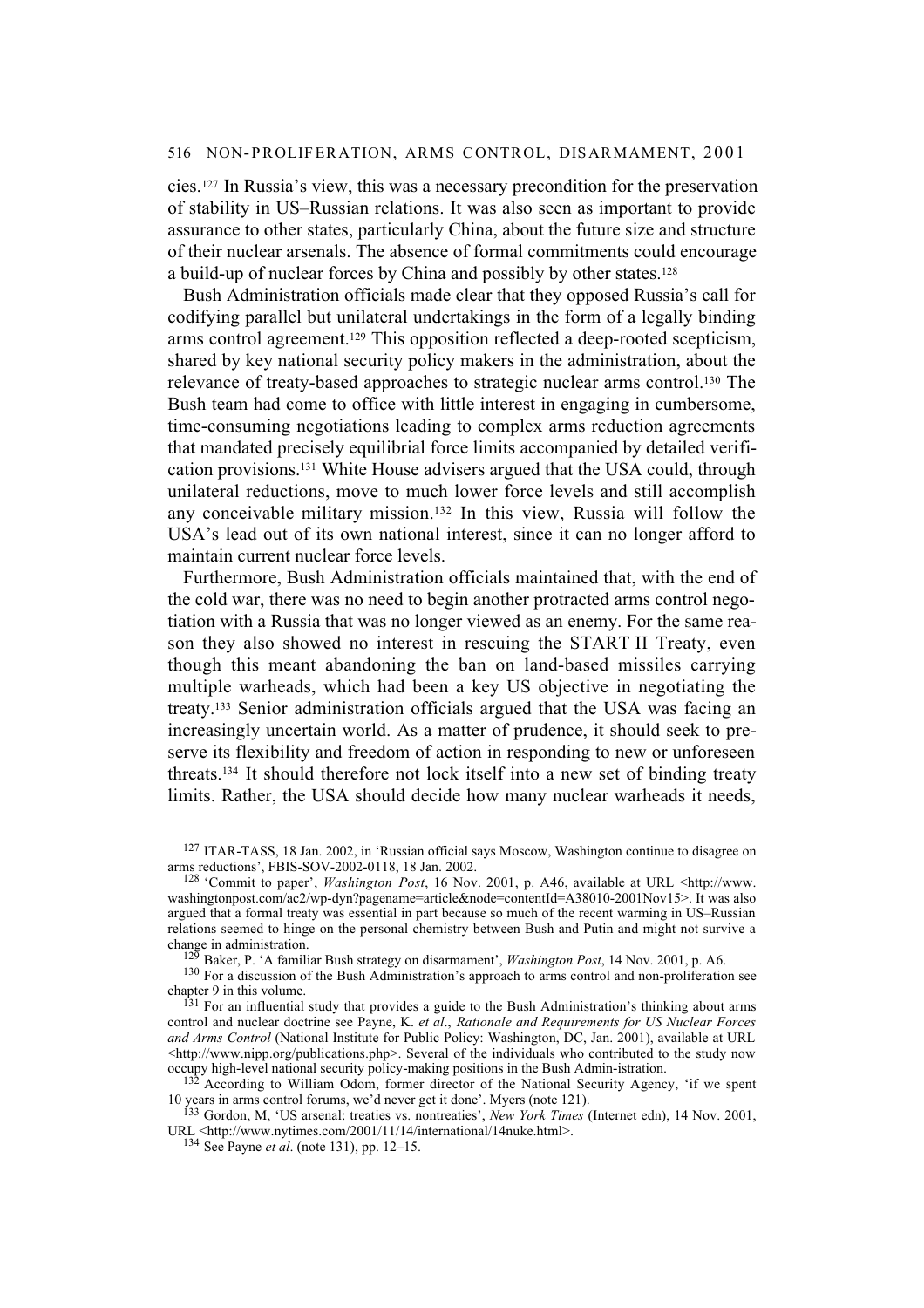cies.[127] In Russia's view, this was a necessary precondition for the preservation of stability in US–Russian relations. It was also seen as important to provide assurance to other states, particularly China, about the future size and structure of their nuclear arsenals. The absence of formal commitments could encourage a build-up of nuclear forces by China and possibly by other states.[128]

Bush Administration officials made clear that they opposed Russia's call for codifying parallel but unilateral undertakings in the form of a legally binding arms control agreement.[129] This opposition reflected a deep-rooted scepticism, shared by key national security policy makers in the administration, about the relevance of treaty-based approaches to strategic nuclear arms control.[130] The Bush team had come to office with little interest in engaging in cumbersome, time-consuming negotiations leading to complex arms reduction agreements that mandated precisely equilibrial force limits accompanied by detailed verification provisions.[131] White House advisers argued that the USA could, through unilateral reductions, move to much lower force levels and still accomplish any conceivable military mission.[132] In this view, Russia will follow the USA's lead out of its own national interest, since it can no longer afford to maintain current nuclear force levels.

Furthermore, Bush Administration officials maintained that, with the end of the cold war, there was no need to begin another protracted arms control negotiation with a Russia that was no longer viewed as an enemy. For the same reason they also showed no interest in rescuing the START II Treaty, even though this meant abandoning the ban on land-based missiles carrying multiple warheads, which had been a key US objective in negotiating the treaty.[133] Senior administration officials argued that the USA was facing an increasingly uncertain world. As a matter of prudence, it should seek to preserve its flexibility and freedom of action in responding to new or unforeseen threats.[134] It should therefore not lock itself into a new set of binding treaty limits. Rather, the USA should decide how many nuclear warheads it needs,

[127] ITAR-TASS, 18 Jan. 2002, in 'Russian official says Moscow, Washington continue to disagree on arms reductions', FBIS-SOV-2002-0118, 18 Jan. 2002.

[128] 'Commit to paper', *Washington Post*, 16 Nov. 2001, p. A46, available at URL <http://www.washingtonpost.com/ac2/wp-dyn?pagename=article&node=contentId=A38010-2001Nov15>. It was also argued that a formal treaty was essential in part because so much of the recent warming in US–Russian relations seemed to hinge on the personal chemistry between Bush and Putin and might not survive a change in administration.

[129] Baker, P. 'A familiar Bush strategy on disarmament', *Washington Post*, 14 Nov. 2001, p. A6.

[130] For a discussion of the Bush Administration's approach to arms control and non-proliferation see chapter 9 in this volume.

[131] For an influential study that provides a guide to the Bush Administration's thinking about arms control and nuclear doctrine see Payne, K. *et al*., *Rationale and Requirements for US Nuclear Forces and Arms Control* (National Institute for Public Policy: Washington, DC, Jan. 2001), available at URL <http://www.nipp.org/publications.php>. Several of the individuals who contributed to the study now occupy high-level national security policy-making positions in the Bush Admin-istration.

[132] According to William Odom, former director of the National Security Agency, 'if we spent 10 years in arms control forums, we'd never get it done'. Myers (note 121).

[133] Gordon, M, 'US arsenal: treaties vs. nontreaties', *New York Times* (Internet edn), 14 Nov. 2001, URL <http://www.nytimes.com/2001/11/14/international/14nuke.html>.

[134] See Payne *et al*. (note 131), pp. 12–15.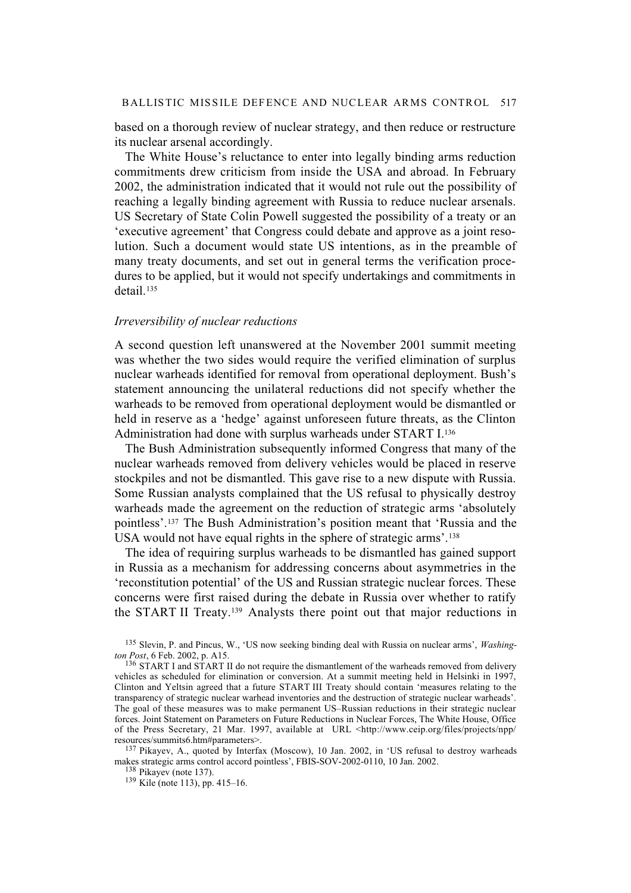based on a thorough review of nuclear strategy, and then reduce or restructure its nuclear arsenal accordingly.

The White House's reluctance to enter into legally binding arms reduction commitments drew criticism from inside the USA and abroad. In February 2002, the administration indicated that it would not rule out the possibility of reaching a legally binding agreement with Russia to reduce nuclear arsenals. US Secretary of State Colin Powell suggested the possibility of a treaty or an 'executive agreement' that Congress could debate and approve as a joint resolution. Such a document would state US intentions, as in the preamble of many treaty documents, and set out in general terms the verification procedures to be applied, but it would not specify undertakings and commitments in detail.[135]

### *Irreversibility of nuclear reductions*

A second question left unanswered at the November 2001 summit meeting was whether the two sides would require the verified elimination of surplus nuclear warheads identified for removal from operational deployment. Bush's statement announcing the unilateral reductions did not specify whether the warheads to be removed from operational deployment would be dismantled or held in reserve as a 'hedge' against unforeseen future threats, as the Clinton Administration had done with surplus warheads under START I.[136]

The Bush Administration subsequently informed Congress that many of the nuclear warheads removed from delivery vehicles would be placed in reserve stockpiles and not be dismantled. This gave rise to a new dispute with Russia. Some Russian analysts complained that the US refusal to physically destroy warheads made the agreement on the reduction of strategic arms 'absolutely pointless'.[137] The Bush Administration's position meant that 'Russia and the USA would not have equal rights in the sphere of strategic arms'.[138]

The idea of requiring surplus warheads to be dismantled has gained support in Russia as a mechanism for addressing concerns about asymmetries in the 'reconstitution potential' of the US and Russian strategic nuclear forces. These concerns were first raised during the debate in Russia over whether to ratify the START II Treaty.[139] Analysts there point out that major reductions in

[135] Slevin, P. and Pincus, W., 'US now seeking binding deal with Russia on nuclear arms', *Washington Post*, 6 Feb. 2002, p. A15.

[136] START I and START II do not require the dismantlement of the warheads removed from delivery vehicles as scheduled for elimination or conversion. At a summit meeting held in Helsinki in 1997, Clinton and Yeltsin agreed that a future START III Treaty should contain 'measures relating to the transparency of strategic nuclear warhead inventories and the destruction of strategic nuclear warheads'. The goal of these measures was to make permanent US–Russian reductions in their strategic nuclear forces. Joint Statement on Parameters on Future Reductions in Nuclear Forces, The White House, Office of the Press Secretary, 21 Mar. 1997, available at URL <http://www.ceip.org/files/projects/npp/resources/summits6.htm#parameters>.

[137] Pikayev, A., quoted by Interfax (Moscow), 10 Jan. 2002, in 'US refusal to destroy warheads makes strategic arms control accord pointless', FBIS-SOV-2002-0110, 10 Jan. 2002.

[138] Pikayev (note 137).

[139] Kile (note 113), pp. 415–16.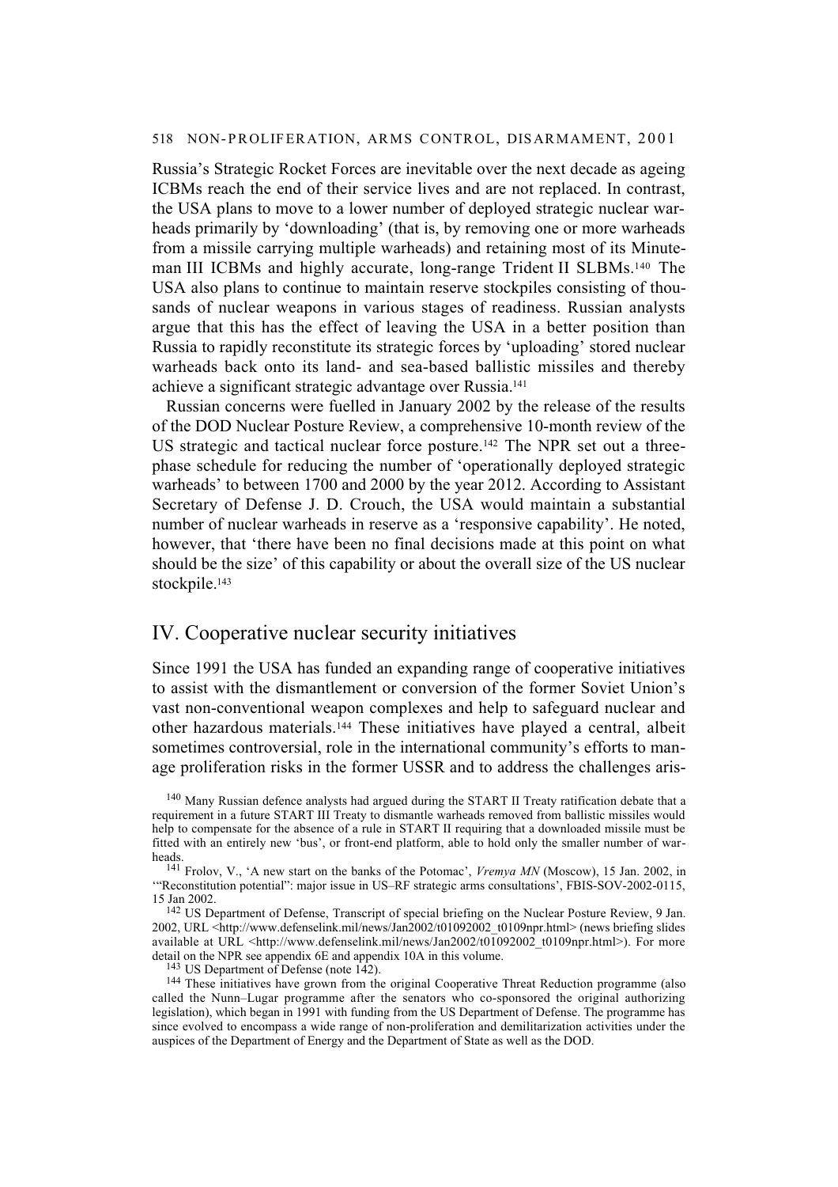Russia's Strategic Rocket Forces are inevitable over the next decade as ageing ICBMs reach the end of their service lives and are not replaced. In contrast, the USA plans to move to a lower number of deployed strategic nuclear warheads primarily by 'downloading' (that is, by removing one or more warheads from a missile carrying multiple warheads) and retaining most of its Minuteman III ICBMs and highly accurate, long-range Trident II SLBMs.[140] The USA also plans to continue to maintain reserve stockpiles consisting of thousands of nuclear weapons in various stages of readiness. Russian analysts argue that this has the effect of leaving the USA in a better position than Russia to rapidly reconstitute its strategic forces by 'uploading' stored nuclear warheads back onto its land- and sea-based ballistic missiles and thereby achieve a significant strategic advantage over Russia.[141]

Russian concerns were fuelled in January 2002 by the release of the results of the DOD Nuclear Posture Review, a comprehensive 10-month review of the US strategic and tactical nuclear force posture.[142] The NPR set out a three-phase schedule for reducing the number of 'operationally deployed strategic warheads' to between 1700 and 2000 by the year 2012. According to Assistant Secretary of Defense J. D. Crouch, the USA would maintain a substantial number of nuclear warheads in reserve as a 'responsive capability'. He noted, however, that 'there have been no final decisions made at this point on what should be the size' of this capability or about the overall size of the US nuclear stockpile.[143]

## IV. Cooperative nuclear security initiatives

Since 1991 the USA has funded an expanding range of cooperative initiatives to assist with the dismantlement or conversion of the former Soviet Union's vast non-conventional weapon complexes and help to safeguard nuclear and other hazardous materials.[144] These initiatives have played a central, albeit sometimes controversial, role in the international community's efforts to manage proliferation risks in the former USSR and to address the challenges aris-

[140] Many Russian defence analysts had argued during the START II Treaty ratification debate that a requirement in a future START III Treaty to dismantle warheads removed from ballistic missiles would help to compensate for the absence of a rule in START II requiring that a downloaded missile must be fitted with an entirely new 'bus', or front-end platform, able to hold only the smaller number of warheads.

[141] Frolov, V., 'A new start on the banks of the Potomac', *Vremya MN* (Moscow), 15 Jan. 2002, in '"Reconstitution potential": major issue in US–RF strategic arms consultations', FBIS-SOV-2002-0115, 15 Jan 2002.

[142] US Department of Defense, Transcript of special briefing on the Nuclear Posture Review, 9 Jan. 2002, URL <http://www.defenselink.mil/news/Jan2002/t01092002_t0109npr.html> (news briefing slides available at URL <http://www.defenselink.mil/news/Jan2002/t01092002_t0109npr.html>). For more detail on the NPR see appendix 6E and appendix 10A in this volume.

[143] US Department of Defense (note 142).

[144] These initiatives have grown from the original Cooperative Threat Reduction programme (also called the Nunn–Lugar programme after the senators who co-sponsored the original authorizing legislation), which began in 1991 with funding from the US Department of Defense. The programme has since evolved to encompass a wide range of non-proliferation and demilitarization activities under the auspices of the Department of Energy and the Department of State as well as the DOD.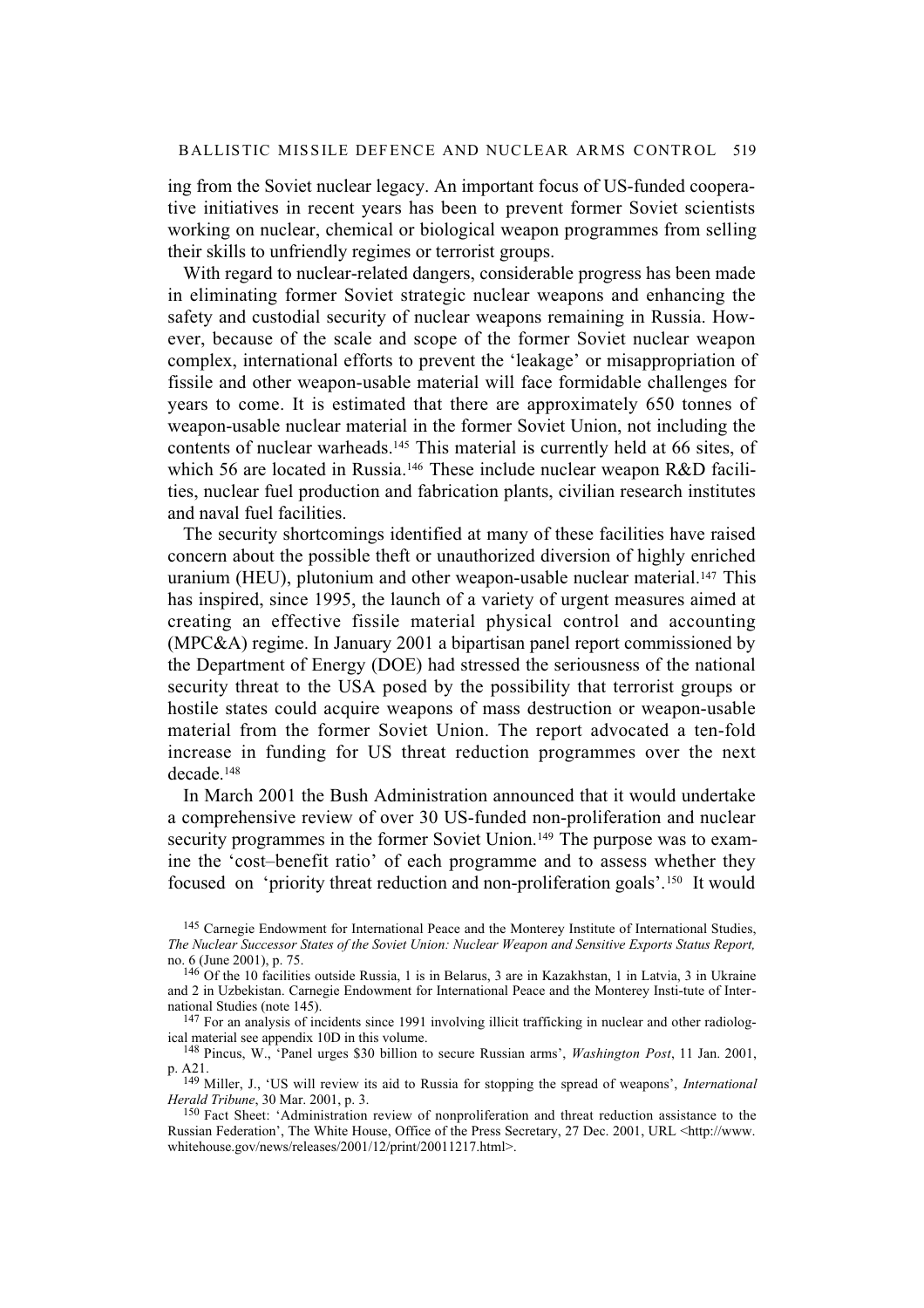ing from the Soviet nuclear legacy. An important focus of US-funded cooperative initiatives in recent years has been to prevent former Soviet scientists working on nuclear, chemical or biological weapon programmes from selling their skills to unfriendly regimes or terrorist groups.

With regard to nuclear-related dangers, considerable progress has been made in eliminating former Soviet strategic nuclear weapons and enhancing the safety and custodial security of nuclear weapons remaining in Russia. However, because of the scale and scope of the former Soviet nuclear weapon complex, international efforts to prevent the 'leakage' or misappropriation of fissile and other weapon-usable material will face formidable challenges for years to come. It is estimated that there are approximately 650 tonnes of weapon-usable nuclear material in the former Soviet Union, not including the contents of nuclear warheads.[145] This material is currently held at 66 sites, of which 56 are located in Russia.[146] These include nuclear weapon R&D facilities, nuclear fuel production and fabrication plants, civilian research institutes and naval fuel facilities.

The security shortcomings identified at many of these facilities have raised concern about the possible theft or unauthorized diversion of highly enriched uranium (HEU), plutonium and other weapon-usable nuclear material.[147] This has inspired, since 1995, the launch of a variety of urgent measures aimed at creating an effective fissile material physical control and accounting (MPC&A) regime. In January 2001 a bipartisan panel report commissioned by the Department of Energy (DOE) had stressed the seriousness of the national security threat to the USA posed by the possibility that terrorist groups or hostile states could acquire weapons of mass destruction or weapon-usable material from the former Soviet Union. The report advocated a ten-fold increase in funding for US threat reduction programmes over the next decade.[148]

In March 2001 the Bush Administration announced that it would undertake a comprehensive review of over 30 US-funded non-proliferation and nuclear security programmes in the former Soviet Union.[149] The purpose was to examine the 'cost–benefit ratio' of each programme and to assess whether they focused on 'priority threat reduction and non-proliferation goals'.[150] It would

[145] Carnegie Endowment for International Peace and the Monterey Institute of International Studies, *The Nuclear Successor States of the Soviet Union: Nuclear Weapon and Sensitive Exports Status Report,* no. 6 (June 2001), p. 75.

[146] Of the 10 facilities outside Russia, 1 is in Belarus, 3 are in Kazakhstan, 1 in Latvia, 3 in Ukraine and 2 in Uzbekistan. Carnegie Endowment for International Peace and the Monterey Insti-tute of International Studies (note 145).

[147] For an analysis of incidents since 1991 involving illicit trafficking in nuclear and other radiological material see appendix 10D in this volume.

[148] Pincus, W., 'Panel urges $30 billion to secure Russian arms', *Washington Post*, 11 Jan. 2001, p. A21.

[149] Miller, J., 'US will review its aid to Russia for stopping the spread of weapons', *International Herald Tribune*, 30 Mar. 2001, p. 3.

[150] Fact Sheet: 'Administration review of nonproliferation and threat reduction assistance to the Russian Federation', The White House, Office of the Press Secretary, 27 Dec. 2001, URL <http://www.whitehouse.gov/news/releases/2001/12/print/20011217.html>.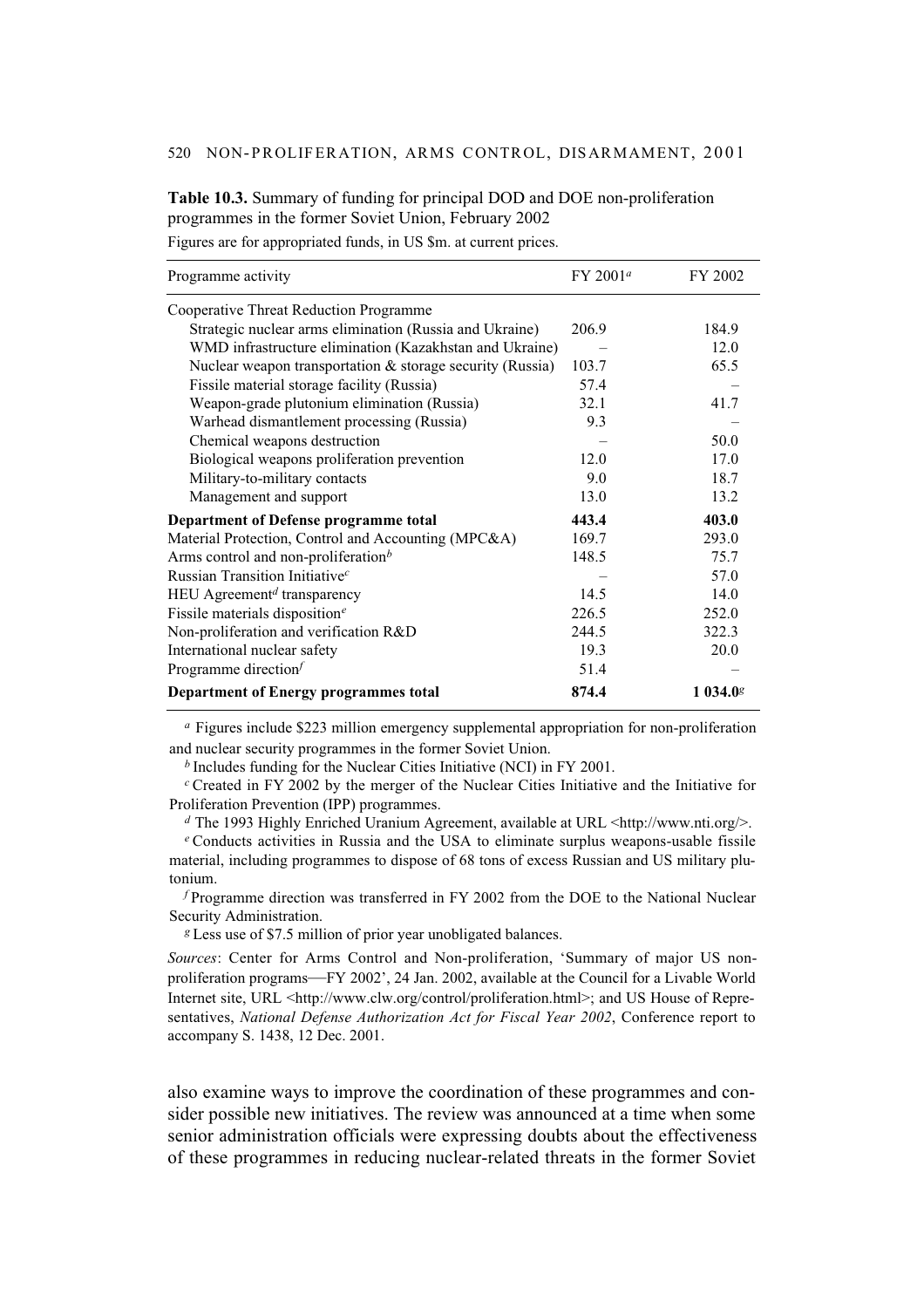**Table 10.3.** Summary of funding for principal DOD and DOE non-proliferation programmes in the former Soviet Union, February 2002

Figures are for appropriated funds, in US $m. at current prices.

| Programme activity | FY 2001[a] | FY 2002 |
|---|---|---|
| Cooperative Threat Reduction Programme | | |
| Strategic nuclear arms elimination (Russia and Ukraine) | 206.9 | 184.9 |
| WMD infrastructure elimination (Kazakhstan and Ukraine) | – | 12.0 |
| Nuclear weapon transportation & storage security (Russia) | 103.7 | 65.5 |
| Fissile material storage facility (Russia) | 57.4 | – |
| Weapon-grade plutonium elimination (Russia) | 32.1 | 41.7 |
| Warhead dismantlement processing (Russia) | 9.3 | – |
| Chemical weapons destruction | – | 50.0 |
| Biological weapons proliferation prevention | 12.0 | 17.0 |
| Military-to-military contacts | 9.0 | 18.7 |
| Management and support | 13.0 | 13.2 |
| **Department of Defense programme total** | **443.4** | **403.0** |
| Material Protection, Control and Accounting (MPC&A) | 169.7 | 293.0 |
| Arms control and non-proliferation[b] | 148.5 | 75.7 |
| Russian Transition Initiative[c] | – | 57.0 |
| HEU Agreement[d] transparency | 14.5 | 14.0 |
| Fissile materials disposition[e] | 226.5 | 252.0 |
| Non-proliferation and verification R&D | 244.5 | 322.3 |
| International nuclear safety | 19.3 | 20.0 |
| Programme direction[f] | 51.4 | – |
| **Department of Energy programmes total** | **874.4** | **1 034.0**[g] |

[a] Figures include $223 million emergency supplemental appropriation for non-proliferation and nuclear security programmes in the former Soviet Union.

[b] Includes funding for the Nuclear Cities Initiative (NCI) in FY 2001.

[c] Created in FY 2002 by the merger of the Nuclear Cities Initiative and the Initiative for Proliferation Prevention (IPP) programmes.

[d] The 1993 Highly Enriched Uranium Agreement, available at URL <http://www.nti.org/>.

[e] Conducts activities in Russia and the USA to eliminate surplus weapons-usable fissile material, including programmes to dispose of 68 tons of excess Russian and US military plutonium.

[f] Programme direction was transferred in FY 2002 from the DOE to the National Nuclear Security Administration.

[g] Less use of $7.5 million of prior year unobligated balances.

*Sources*: Center for Arms Control and Non-proliferation, 'Summary of major US non-proliferation programs—FY 2002', 24 Jan. 2002, available at the Council for a Livable World Internet site, URL <http://www.clw.org/control/proliferation.html>; and US House of Representatives, *National Defense Authorization Act for Fiscal Year 2002*, Conference report to accompany S. 1438, 12 Dec. 2001.

also examine ways to improve the coordination of these programmes and consider possible new initiatives. The review was announced at a time when some senior administration officials were expressing doubts about the effectiveness of these programmes in reducing nuclear-related threats in the former Soviet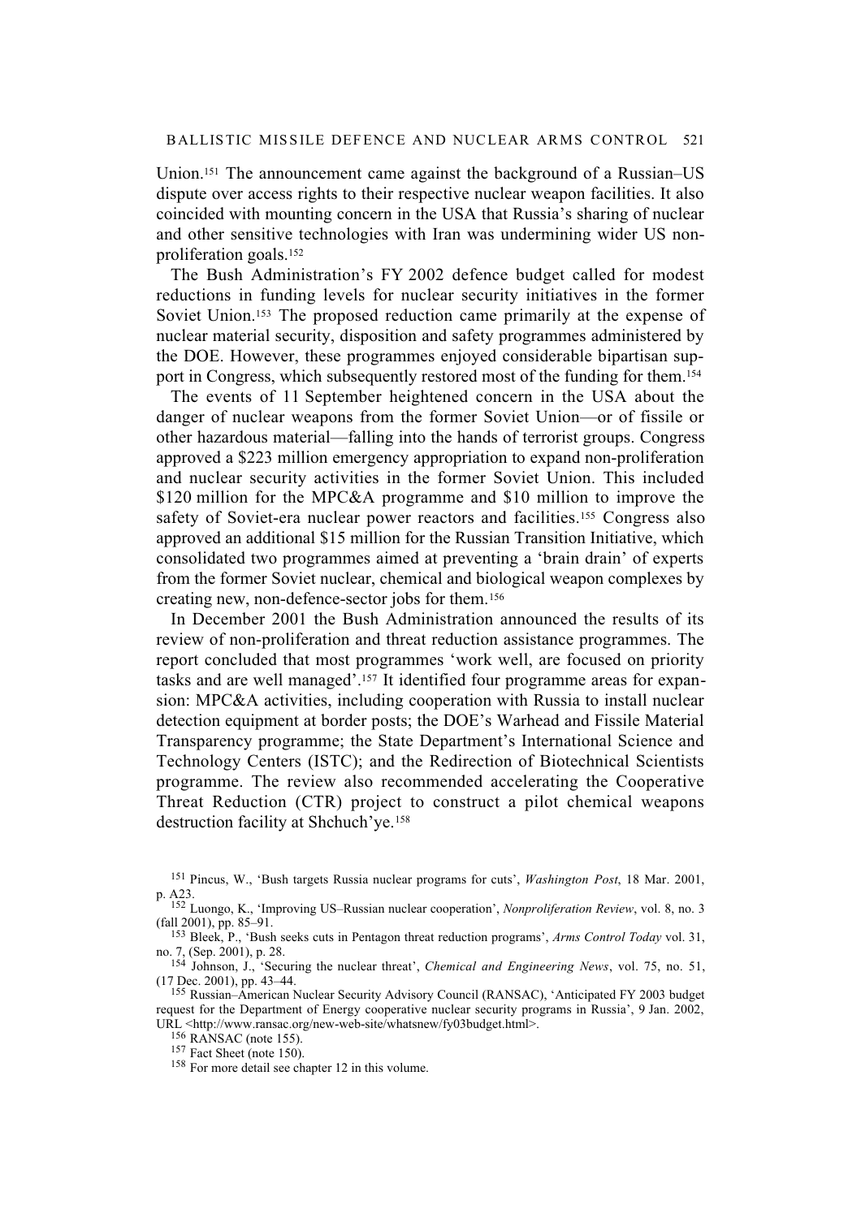Union.[151] The announcement came against the background of a Russian–US dispute over access rights to their respective nuclear weapon facilities. It also coincided with mounting concern in the USA that Russia's sharing of nuclear and other sensitive technologies with Iran was undermining wider US non-proliferation goals.[152]

The Bush Administration's FY 2002 defence budget called for modest reductions in funding levels for nuclear security initiatives in the former Soviet Union.[153] The proposed reduction came primarily at the expense of nuclear material security, disposition and safety programmes administered by the DOE. However, these programmes enjoyed considerable bipartisan support in Congress, which subsequently restored most of the funding for them.[154]

The events of 11 September heightened concern in the USA about the danger of nuclear weapons from the former Soviet Union—or of fissile or other hazardous material—falling into the hands of terrorist groups. Congress approved a $223 million emergency appropriation to expand non-proliferation and nuclear security activities in the former Soviet Union. This included $120 million for the MPC&A programme and $10 million to improve the safety of Soviet-era nuclear power reactors and facilities.[155] Congress also approved an additional $15 million for the Russian Transition Initiative, which consolidated two programmes aimed at preventing a 'brain drain' of experts from the former Soviet nuclear, chemical and biological weapon complexes by creating new, non-defence-sector jobs for them.[156]

In December 2001 the Bush Administration announced the results of its review of non-proliferation and threat reduction assistance programmes. The report concluded that most programmes 'work well, are focused on priority tasks and are well managed'.[157] It identified four programme areas for expansion: MPC&A activities, including cooperation with Russia to install nuclear detection equipment at border posts; the DOE's Warhead and Fissile Material Transparency programme; the State Department's International Science and Technology Centers (ISTC); and the Redirection of Biotechnical Scientists programme. The review also recommended accelerating the Cooperative Threat Reduction (CTR) project to construct a pilot chemical weapons destruction facility at Shchuch'ye.[158]

---

[151] Pincus, W., 'Bush targets Russia nuclear programs for cuts', *Washington Post*, 18 Mar. 2001, p. A23.

[152] Luongo, K., 'Improving US–Russian nuclear cooperation', *Nonproliferation Review*, vol. 8, no. 3 (fall 2001), pp. 85–91.

[153] Bleek, P., 'Bush seeks cuts in Pentagon threat reduction programs', *Arms Control Today* vol. 31, no. 7, (Sep. 2001), p. 28.

[154] Johnson, J., 'Securing the nuclear threat', *Chemical and Engineering News*, vol. 75, no. 51, (17 Dec. 2001), pp. 43–44.

[155] Russian–American Nuclear Security Advisory Council (RANSAC), 'Anticipated FY 2003 budget request for the Department of Energy cooperative nuclear security programs in Russia', 9 Jan. 2002, URL <http://www.ransac.org/new-web-site/whatsnew/fy03budget.html>.

[156] RANSAC (note 155).

[157] Fact Sheet (note 150).

[158] For more detail see chapter 12 in this volume.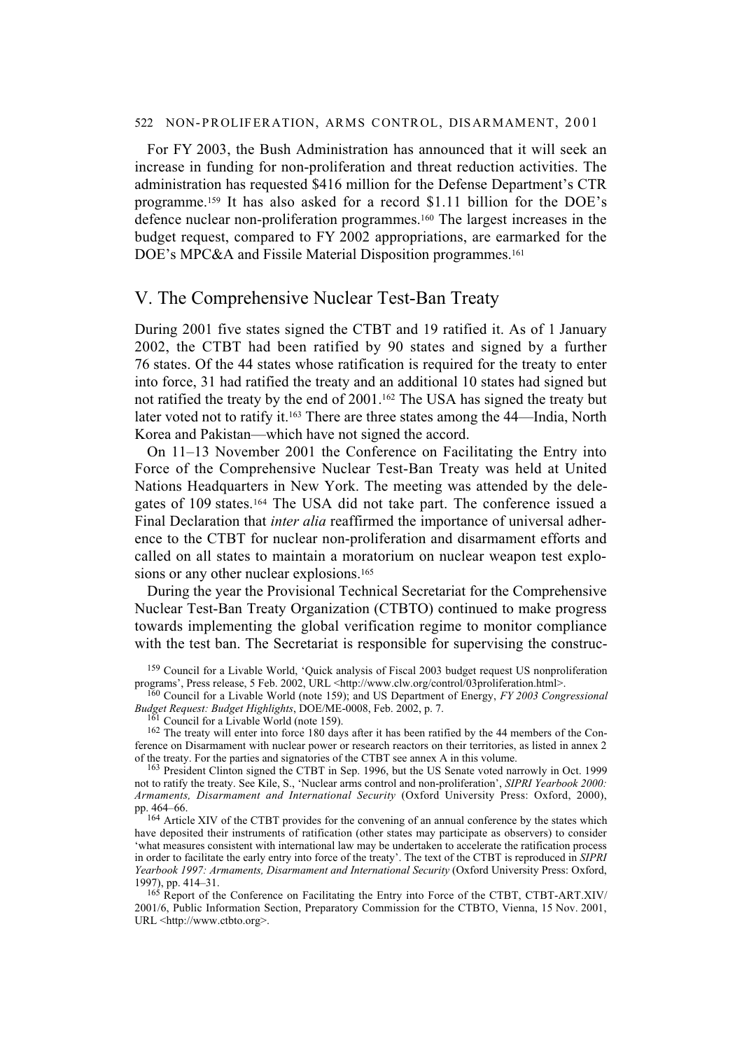For FY 2003, the Bush Administration has announced that it will seek an increase in funding for non-proliferation and threat reduction activities. The administration has requested $416 million for the Defense Department's CTR programme.[159] It has also asked for a record $1.11 billion for the DOE's defence nuclear non-proliferation programmes.[160] The largest increases in the budget request, compared to FY 2002 appropriations, are earmarked for the DOE's MPC&A and Fissile Material Disposition programmes.[161]

## V. The Comprehensive Nuclear Test-Ban Treaty

During 2001 five states signed the CTBT and 19 ratified it. As of 1 January 2002, the CTBT had been ratified by 90 states and signed by a further 76 states. Of the 44 states whose ratification is required for the treaty to enter into force, 31 had ratified the treaty and an additional 10 states had signed but not ratified the treaty by the end of 2001.[162] The USA has signed the treaty but later voted not to ratify it.[163] There are three states among the 44—India, North Korea and Pakistan—which have not signed the accord.

On 11–13 November 2001 the Conference on Facilitating the Entry into Force of the Comprehensive Nuclear Test-Ban Treaty was held at United Nations Headquarters in New York. The meeting was attended by the delegates of 109 states.[164] The USA did not take part. The conference issued a Final Declaration that *inter alia* reaffirmed the importance of universal adherence to the CTBT for nuclear non-proliferation and disarmament efforts and called on all states to maintain a moratorium on nuclear weapon test explosions or any other nuclear explosions.[165]

During the year the Provisional Technical Secretariat for the Comprehensive Nuclear Test-Ban Treaty Organization (CTBTO) continued to make progress towards implementing the global verification regime to monitor compliance with the test ban. The Secretariat is responsible for supervising the construc-

---

[159] Council for a Livable World, 'Quick analysis of Fiscal 2003 budget request US nonproliferation programs', Press release, 5 Feb. 2002, URL <http://www.clw.org/control/03proliferation.html>.

[160] Council for a Livable World (note 159); and US Department of Energy, *FY 2003 Congressional Budget Request: Budget Highlights*, DOE/ME-0008, Feb. 2002, p. 7.

[161] Council for a Livable World (note 159).

[162] The treaty will enter into force 180 days after it has been ratified by the 44 members of the Conference on Disarmament with nuclear power or research reactors on their territories, as listed in annex 2 of the treaty. For the parties and signatories of the CTBT see annex A in this volume.

[163] President Clinton signed the CTBT in Sep. 1996, but the US Senate voted narrowly in Oct. 1999 not to ratify the treaty. See Kile, S., 'Nuclear arms control and non-proliferation', *SIPRI Yearbook 2000: Armaments, Disarmament and International Security* (Oxford University Press: Oxford, 2000), pp. 464–66.

[164] Article XIV of the CTBT provides for the convening of an annual conference by the states which have deposited their instruments of ratification (other states may participate as observers) to consider 'what measures consistent with international law may be undertaken to accelerate the ratification process in order to facilitate the early entry into force of the treaty'. The text of the CTBT is reproduced in *SIPRI Yearbook 1997: Armaments, Disarmament and International Security* (Oxford University Press: Oxford, 1997), pp. 414–31.

[165] Report of the Conference on Facilitating the Entry into Force of the CTBT, CTBT-ART.XIV/2001/6, Public Information Section, Preparatory Commission for the CTBTO, Vienna, 15 Nov. 2001, URL <http://www.ctbto.org>.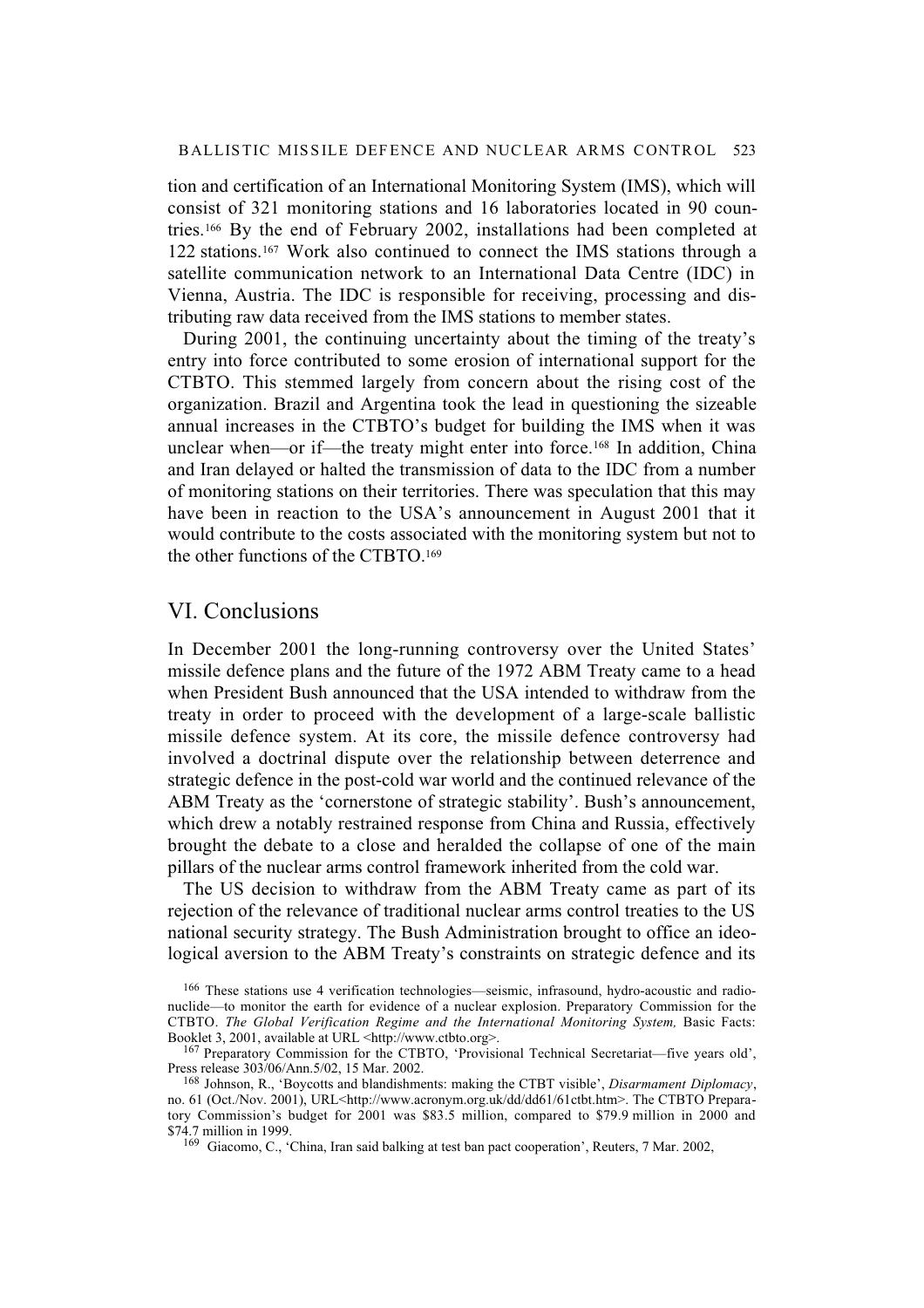tion and certification of an International Monitoring System (IMS), which will consist of 321 monitoring stations and 16 laboratories located in 90 countries.[166] By the end of February 2002, installations had been completed at 122 stations.[167] Work also continued to connect the IMS stations through a satellite communication network to an International Data Centre (IDC) in Vienna, Austria. The IDC is responsible for receiving, processing and distributing raw data received from the IMS stations to member states.

During 2001, the continuing uncertainty about the timing of the treaty's entry into force contributed to some erosion of international support for the CTBTO. This stemmed largely from concern about the rising cost of the organization. Brazil and Argentina took the lead in questioning the sizeable annual increases in the CTBTO's budget for building the IMS when it was unclear when—or if—the treaty might enter into force.[168] In addition, China and Iran delayed or halted the transmission of data to the IDC from a number of monitoring stations on their territories. There was speculation that this may have been in reaction to the USA's announcement in August 2001 that it would contribute to the costs associated with the monitoring system but not to the other functions of the CTBTO.[169]

## VI. Conclusions

In December 2001 the long-running controversy over the United States' missile defence plans and the future of the 1972 ABM Treaty came to a head when President Bush announced that the USA intended to withdraw from the treaty in order to proceed with the development of a large-scale ballistic missile defence system. At its core, the missile defence controversy had involved a doctrinal dispute over the relationship between deterrence and strategic defence in the post-cold war world and the continued relevance of the ABM Treaty as the 'cornerstone of strategic stability'. Bush's announcement, which drew a notably restrained response from China and Russia, effectively brought the debate to a close and heralded the collapse of one of the main pillars of the nuclear arms control framework inherited from the cold war.

The US decision to withdraw from the ABM Treaty came as part of its rejection of the relevance of traditional nuclear arms control treaties to the US national security strategy. The Bush Administration brought to office an ideological aversion to the ABM Treaty's constraints on strategic defence and its

[166] These stations use 4 verification technologies—seismic, infrasound, hydro-acoustic and radionuclide—to monitor the earth for evidence of a nuclear explosion. Preparatory Commission for the CTBTO. *The Global Verification Regime and the International Monitoring System,* Basic Facts: Booklet 3, 2001, available at URL <http://www.ctbto.org>.

[167] Preparatory Commission for the CTBTO, 'Provisional Technical Secretariat—five years old', Press release 303/06/Ann.5/02, 15 Mar. 2002.

[168] Johnson, R., 'Boycotts and blandishments: making the CTBT visible', *Disarmament Diplomacy*, no. 61 (Oct./Nov. 2001), URL<http://www.acronym.org.uk/dd/dd61/61ctbt.htm>. The CTBTO Preparatory Commission's budget for 2001 was $83.5 million, compared to $79.9 million in 2000 and $74.7 million in 1999.

[169] Giacomo, C., 'China, Iran said balking at test ban pact cooperation', Reuters, 7 Mar. 2002,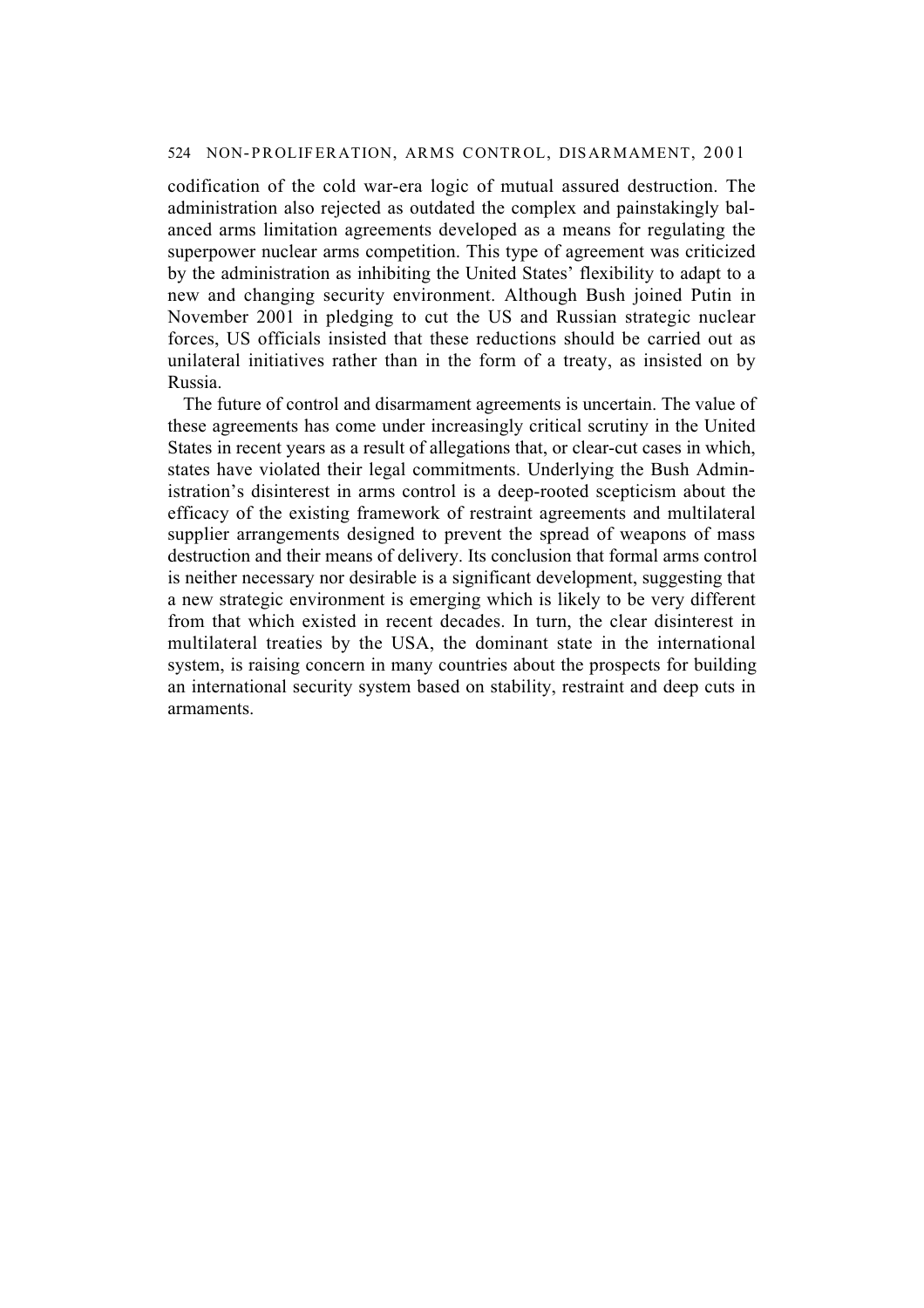codification of the cold war-era logic of mutual assured destruction. The administration also rejected as outdated the complex and painstakingly balanced arms limitation agreements developed as a means for regulating the superpower nuclear arms competition. This type of agreement was criticized by the administration as inhibiting the United States' flexibility to adapt to a new and changing security environment. Although Bush joined Putin in November 2001 in pledging to cut the US and Russian strategic nuclear forces, US officials insisted that these reductions should be carried out as unilateral initiatives rather than in the form of a treaty, as insisted on by Russia.

The future of control and disarmament agreements is uncertain. The value of these agreements has come under increasingly critical scrutiny in the United States in recent years as a result of allegations that, or clear-cut cases in which, states have violated their legal commitments. Underlying the Bush Administration's disinterest in arms control is a deep-rooted scepticism about the efficacy of the existing framework of restraint agreements and multilateral supplier arrangements designed to prevent the spread of weapons of mass destruction and their means of delivery. Its conclusion that formal arms control is neither necessary nor desirable is a significant development, suggesting that a new strategic environment is emerging which is likely to be very different from that which existed in recent decades. In turn, the clear disinterest in multilateral treaties by the USA, the dominant state in the international system, is raising concern in many countries about the prospects for building an international security system based on stability, restraint and deep cuts in armaments.